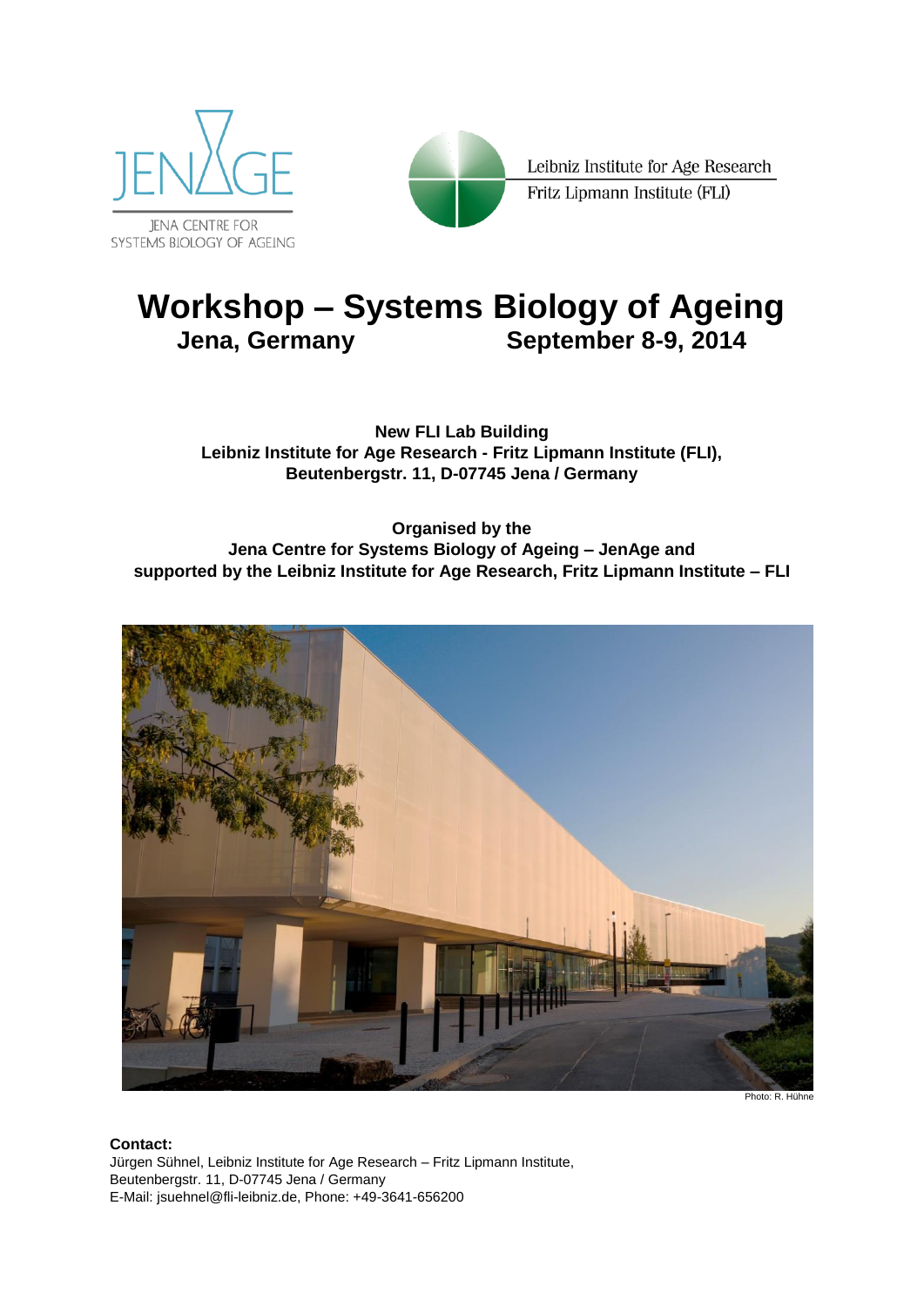JENAGE
JENA CENTRE FOR SYSTEMS BIOLOGY OF AGEING

Leibniz Institute for Age Research
Fritz Lipmann Institute (FLI)

# Workshop – Systems Biology of Ageing

## Jena, Germany September 8-9, 2014

**New FLI Lab Building**
**Leibniz Institute for Age Research - Fritz Lipmann Institute (FLI),**
**Beutenbergstr. 11, D-07745 Jena / Germany**

**Organised by the**
**Jena Centre for Systems Biology of Ageing – JenAge and**
**supported by the Leibniz Institute for Age Research, Fritz Lipmann Institute – FLI**

Photo: R. Hühne

**Contact:**
Jürgen Sühnel, Leibniz Institute for Age Research – Fritz Lipmann Institute,
Beutenbergstr. 11, D-07745 Jena / Germany
E-Mail: jsuehnel@fli-leibniz.de, Phone: +49-3641-656200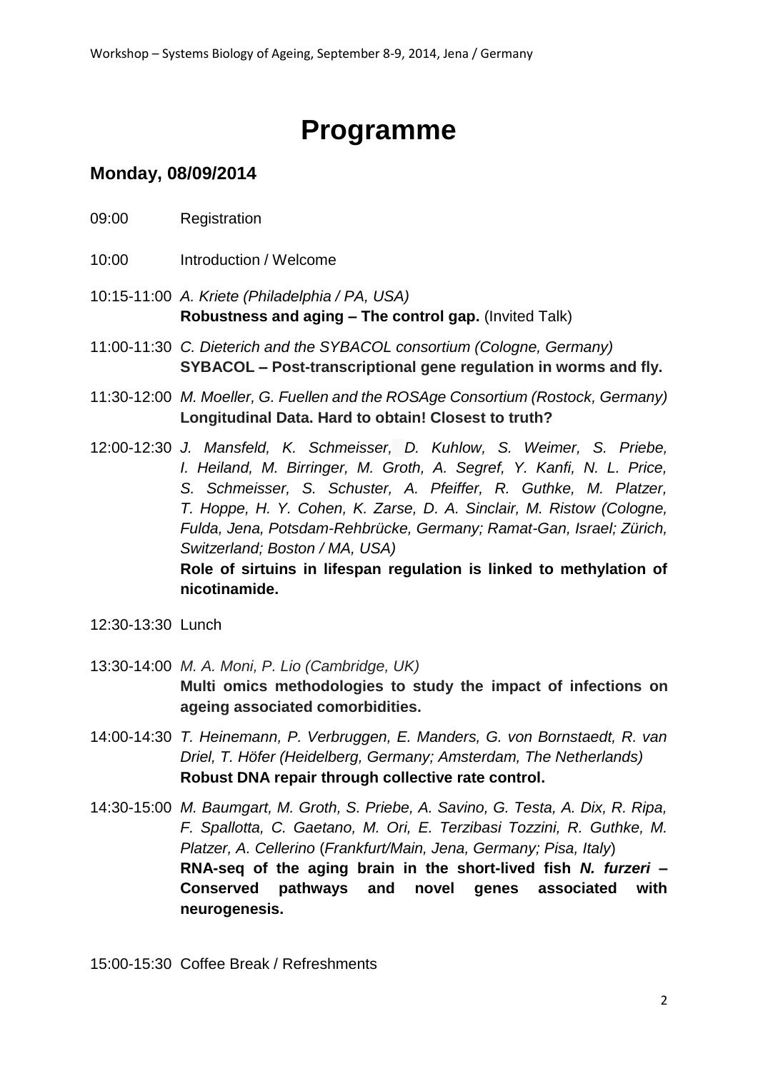# Programme

## Monday, 08/09/2014

09:00 Registration

10:00 Introduction / Welcome

10:15-11:00 *A. Kriete (Philadelphia / PA, USA)*
**Robustness and aging – The control gap.** (Invited Talk)

11:00-11:30 *C. Dieterich and the SYBACOL consortium (Cologne, Germany)*
**SYBACOL – Post-transcriptional gene regulation in worms and fly.**

11:30-12:00 *M. Moeller, G. Fuellen and the ROSAge Consortium (Rostock, Germany)*
**Longitudinal Data. Hard to obtain! Closest to truth?**

12:00-12:30 *J. Mansfeld, K. Schmeisser, D. Kuhlow, S. Weimer, S. Priebe, I. Heiland, M. Birringer, M. Groth, A. Segref, Y. Kanfi, N. L. Price, S. Schmeisser, S. Schuster, A. Pfeiffer, R. Guthke, M. Platzer, T. Hoppe, H. Y. Cohen, K. Zarse, D. A. Sinclair, M. Ristow (Cologne, Fulda, Jena, Potsdam-Rehbrücke, Germany; Ramat-Gan, Israel; Zürich, Switzerland; Boston / MA, USA)*
**Role of sirtuins in lifespan regulation is linked to methylation of nicotinamide.**

12:30-13:30 Lunch

13:30-14:00 *M. A. Moni, P. Lio (Cambridge, UK)*
**Multi omics methodologies to study the impact of infections on ageing associated comorbidities.**

14:00-14:30 *T. Heinemann, P. Verbruggen, E. Manders, G. von Bornstaedt, R. van Driel, T. Höfer (Heidelberg, Germany; Amsterdam, The Netherlands)*
**Robust DNA repair through collective rate control.**

14:30-15:00 *M. Baumgart, M. Groth, S. Priebe, A. Savino, G. Testa, A. Dix, R. Ripa, F. Spallotta, C. Gaetano, M. Ori, E. Terzibasi Tozzini, R. Guthke, M. Platzer, A. Cellerino (Frankfurt/Main, Jena, Germany; Pisa, Italy)*
**RNA-seq of the aging brain in the short-lived fish *N. furzeri* – Conserved pathways and novel genes associated with neurogenesis.**

15:00-15:30 Coffee Break / Refreshments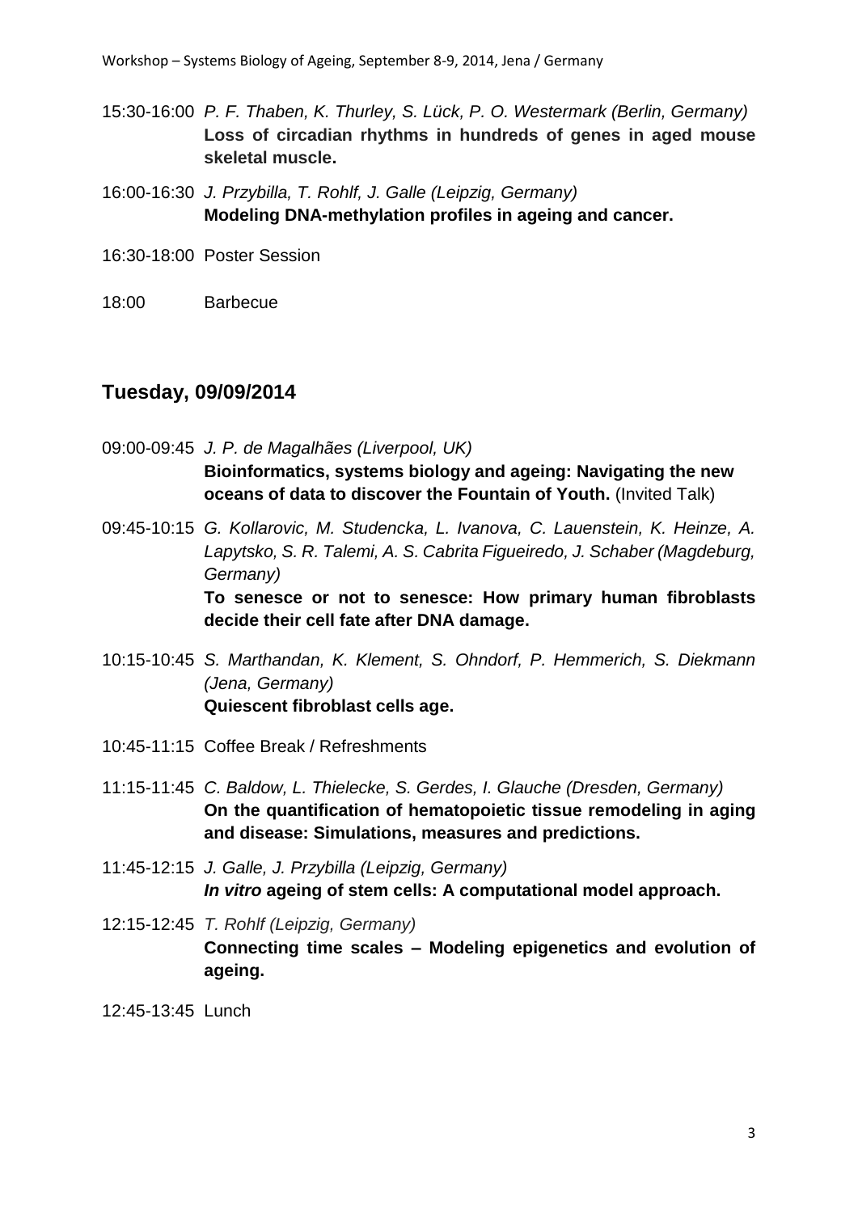15:30-16:00 *P. F. Thaben, K. Thurley, S. Lück, P. O. Westermark (Berlin, Germany)*
**Loss of circadian rhythms in hundreds of genes in aged mouse skeletal muscle.**

16:00-16:30 *J. Przybilla, T. Rohlf, J. Galle (Leipzig, Germany)*
**Modeling DNA-methylation profiles in ageing and cancer.**

16:30-18:00 Poster Session

18:00 Barbecue

## Tuesday, 09/09/2014

09:00-09:45 *J. P. de Magalhães (Liverpool, UK)*
**Bioinformatics, systems biology and ageing: Navigating the new oceans of data to discover the Fountain of Youth.** (Invited Talk)

09:45-10:15 *G. Kollarovic, M. Studencka, L. Ivanova, C. Lauenstein, K. Heinze, A. Lapytsko, S. R. Talemi, A. S. Cabrita Figueiredo, J. Schaber (Magdeburg, Germany)*
**To senesce or not to senesce: How primary human fibroblasts decide their cell fate after DNA damage.**

10:15-10:45 *S. Marthandan, K. Klement, S. Ohndorf, P. Hemmerich, S. Diekmann (Jena, Germany)*
**Quiescent fibroblast cells age.**

10:45-11:15 Coffee Break / Refreshments

11:15-11:45 *C. Baldow, L. Thielecke, S. Gerdes, I. Glauche (Dresden, Germany)*
**On the quantification of hematopoietic tissue remodeling in aging and disease: Simulations, measures and predictions.**

11:45-12:15 *J. Galle, J. Przybilla (Leipzig, Germany)*
***In vitro* ageing of stem cells: A computational model approach.**

12:15-12:45 *T. Rohlf (Leipzig, Germany)*
**Connecting time scales – Modeling epigenetics and evolution of ageing.**

12:45-13:45 Lunch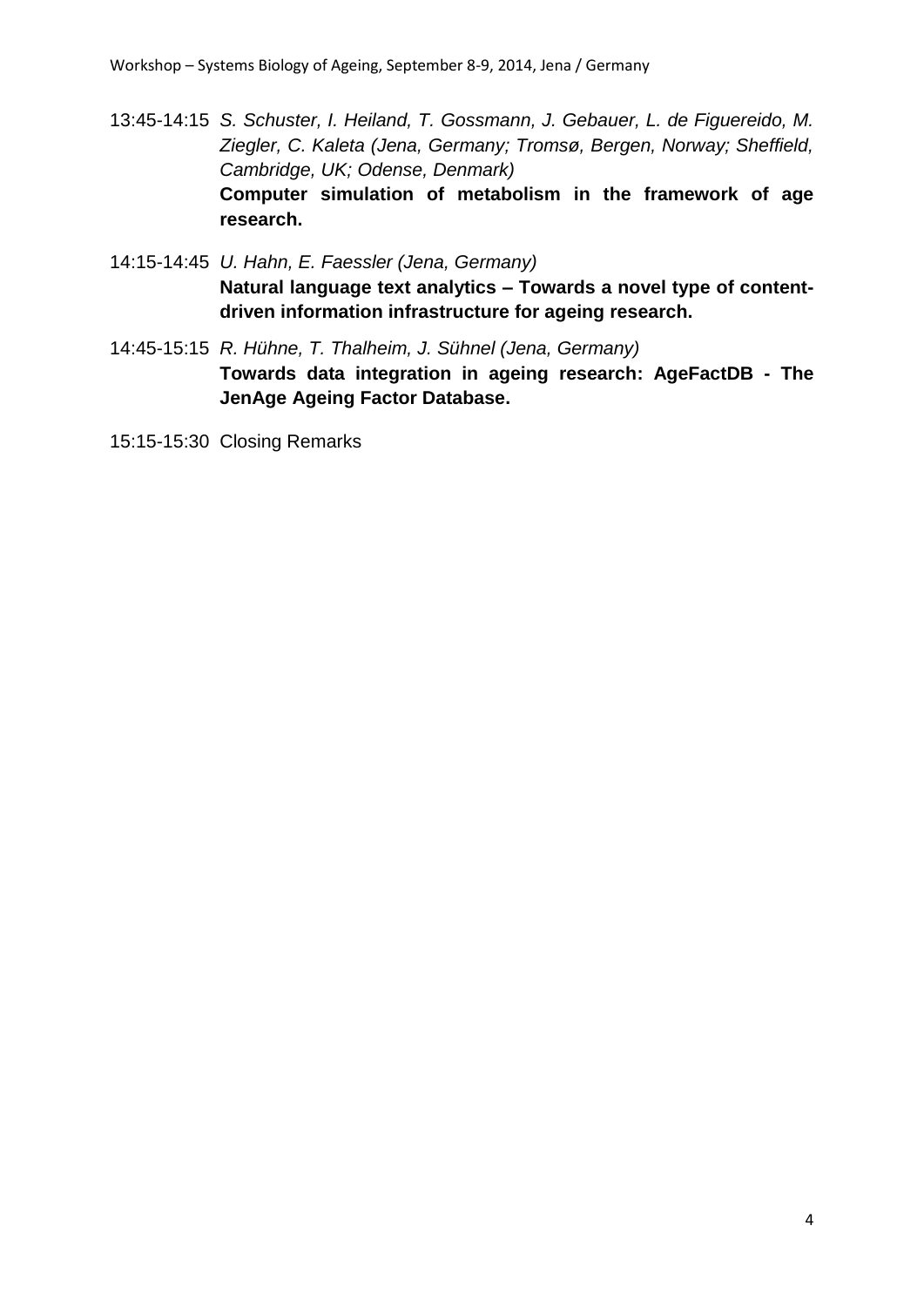13:45-14:15 *S. Schuster, I. Heiland, T. Gossmann, J. Gebauer, L. de Figuereido, M. Ziegler, C. Kaleta (Jena, Germany; Tromsø, Bergen, Norway; Sheffield, Cambridge, UK; Odense, Denmark)*
**Computer simulation of metabolism in the framework of age research.**

14:15-14:45 *U. Hahn, E. Faessler (Jena, Germany)*
**Natural language text analytics – Towards a novel type of content-driven information infrastructure for ageing research.**

14:45-15:15 *R. Hühne, T. Thalheim, J. Sühnel (Jena, Germany)*
**Towards data integration in ageing research: AgeFactDB - The JenAge Ageing Factor Database.**

15:15-15:30 Closing Remarks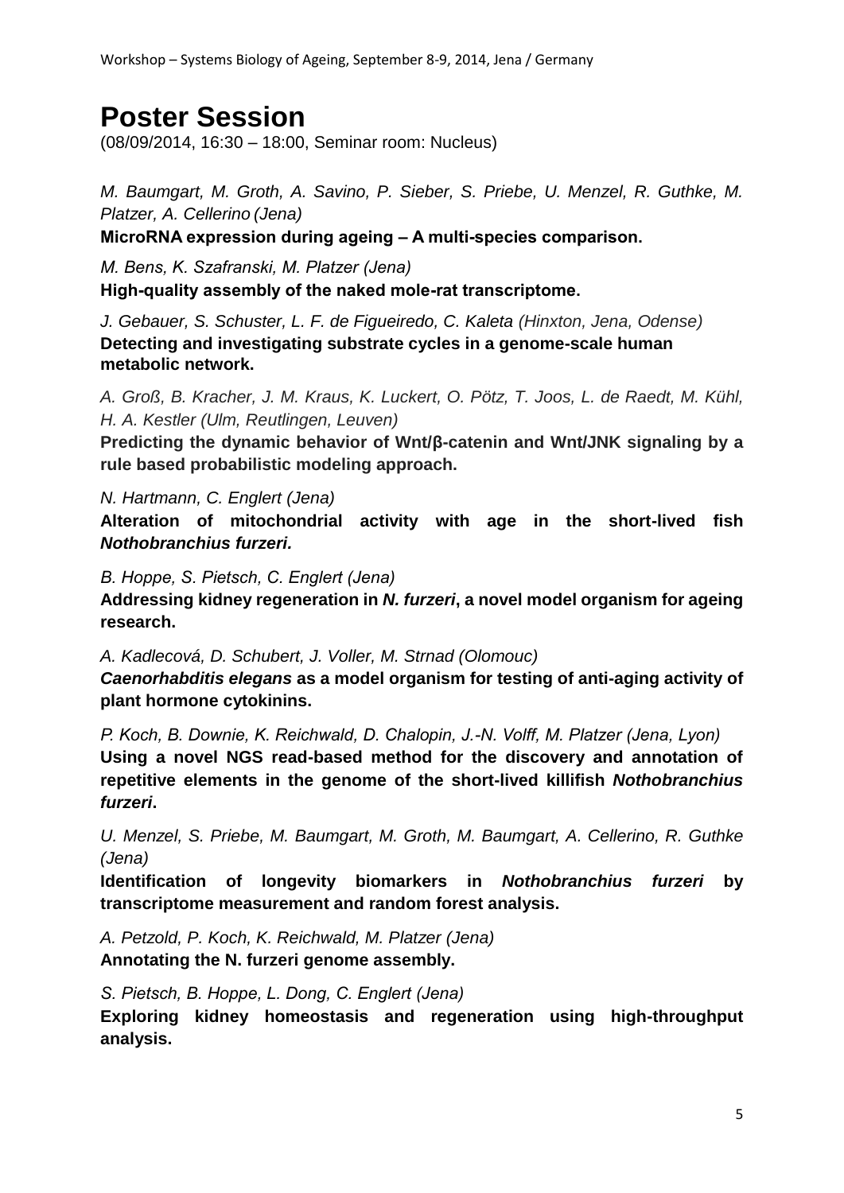# Poster Session

(08/09/2014, 16:30 – 18:00, Seminar room: Nucleus)

*M. Baumgart, M. Groth, A. Savino, P. Sieber, S. Priebe, U. Menzel, R. Guthke, M. Platzer, A. Cellerino (Jena)*

**MicroRNA expression during ageing – A multi-species comparison.**

*M. Bens, K. Szafranski, M. Platzer (Jena)*

**High-quality assembly of the naked mole-rat transcriptome.**

*J. Gebauer, S. Schuster, L. F. de Figueiredo, C. Kaleta (Hinxton, Jena, Odense)*

**Detecting and investigating substrate cycles in a genome-scale human metabolic network.**

*A. Groß, B. Kracher, J. M. Kraus, K. Luckert, O. Pötz, T. Joos, L. de Raedt, M. Kühl, H. A. Kestler (Ulm, Reutlingen, Leuven)*

**Predicting the dynamic behavior of Wnt/β-catenin and Wnt/JNK signaling by a rule based probabilistic modeling approach.**

*N. Hartmann, C. Englert (Jena)*

**Alteration of mitochondrial activity with age in the short-lived fish *Nothobranchius furzeri.***

*B. Hoppe, S. Pietsch, C. Englert (Jena)*

**Addressing kidney regeneration in *N. furzeri*, a novel model organism for ageing research.**

*A. Kadlecová, D. Schubert, J. Voller, M. Strnad (Olomouc)*

***Caenorhabditis elegans* as a model organism for testing of anti-aging activity of plant hormone cytokinins.**

*P. Koch, B. Downie, K. Reichwald, D. Chalopin, J.-N. Volff, M. Platzer (Jena, Lyon)*

**Using a novel NGS read-based method for the discovery and annotation of repetitive elements in the genome of the short-lived killifish *Nothobranchius furzeri*.**

*U. Menzel, S. Priebe, M. Baumgart, M. Groth, M. Baumgart, A. Cellerino, R. Guthke (Jena)*

**Identification of longevity biomarkers in *Nothobranchius furzeri* by transcriptome measurement and random forest analysis.**

*A. Petzold, P. Koch, K. Reichwald, M. Platzer (Jena)*

**Annotating the N. furzeri genome assembly.**

*S. Pietsch, B. Hoppe, L. Dong, C. Englert (Jena)*

**Exploring kidney homeostasis and regeneration using high-throughput analysis.**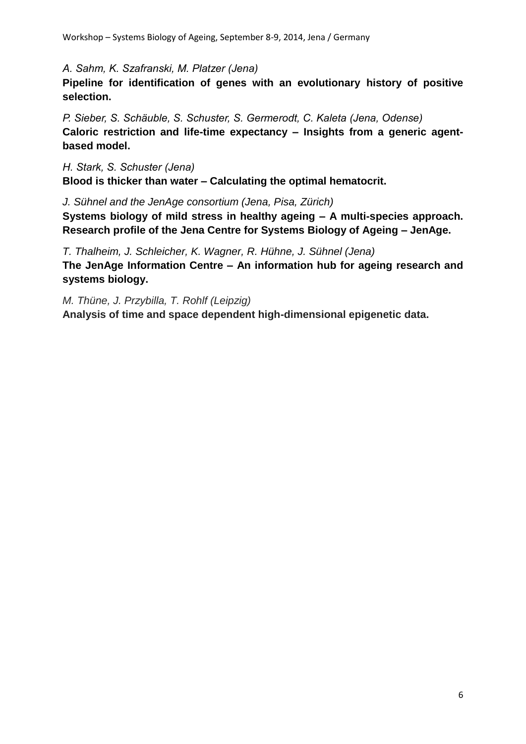*A. Sahm, K. Szafranski, M. Platzer (Jena)*

**Pipeline for identification of genes with an evolutionary history of positive selection.**

*P. Sieber, S. Schäuble, S. Schuster, S. Germerodt, C. Kaleta (Jena, Odense)*

**Caloric restriction and life-time expectancy – Insights from a generic agent-based model.**

*H. Stark, S. Schuster (Jena)*

**Blood is thicker than water – Calculating the optimal hematocrit.**

*J. Sühnel and the JenAge consortium (Jena, Pisa, Zürich)*

**Systems biology of mild stress in healthy ageing – A multi-species approach. Research profile of the Jena Centre for Systems Biology of Ageing – JenAge.**

*T. Thalheim, J. Schleicher, K. Wagner, R. Hühne, J. Sühnel (Jena)*

**The JenAge Information Centre – An information hub for ageing research and systems biology.**

*M. Thüne, J. Przybilla, T. Rohlf (Leipzig)*

**Analysis of time and space dependent high-dimensional epigenetic data.**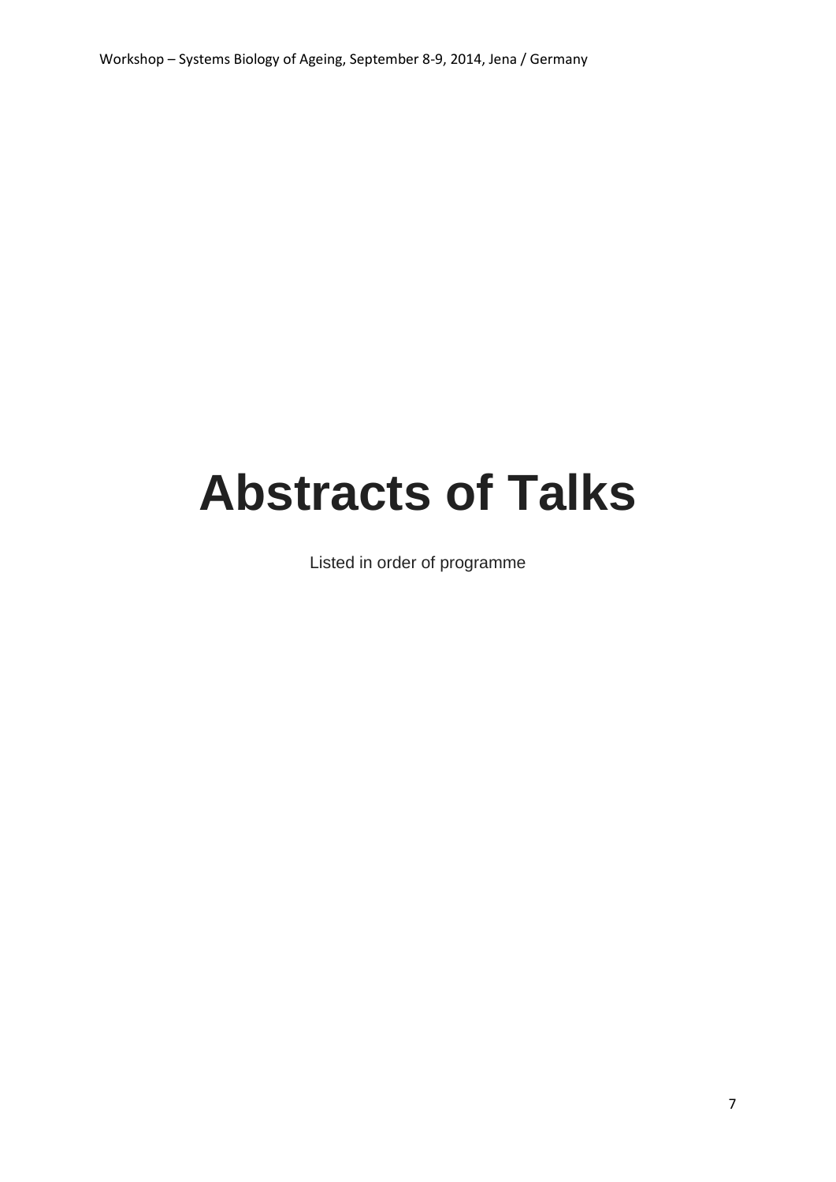# Abstracts of Talks

Listed in order of programme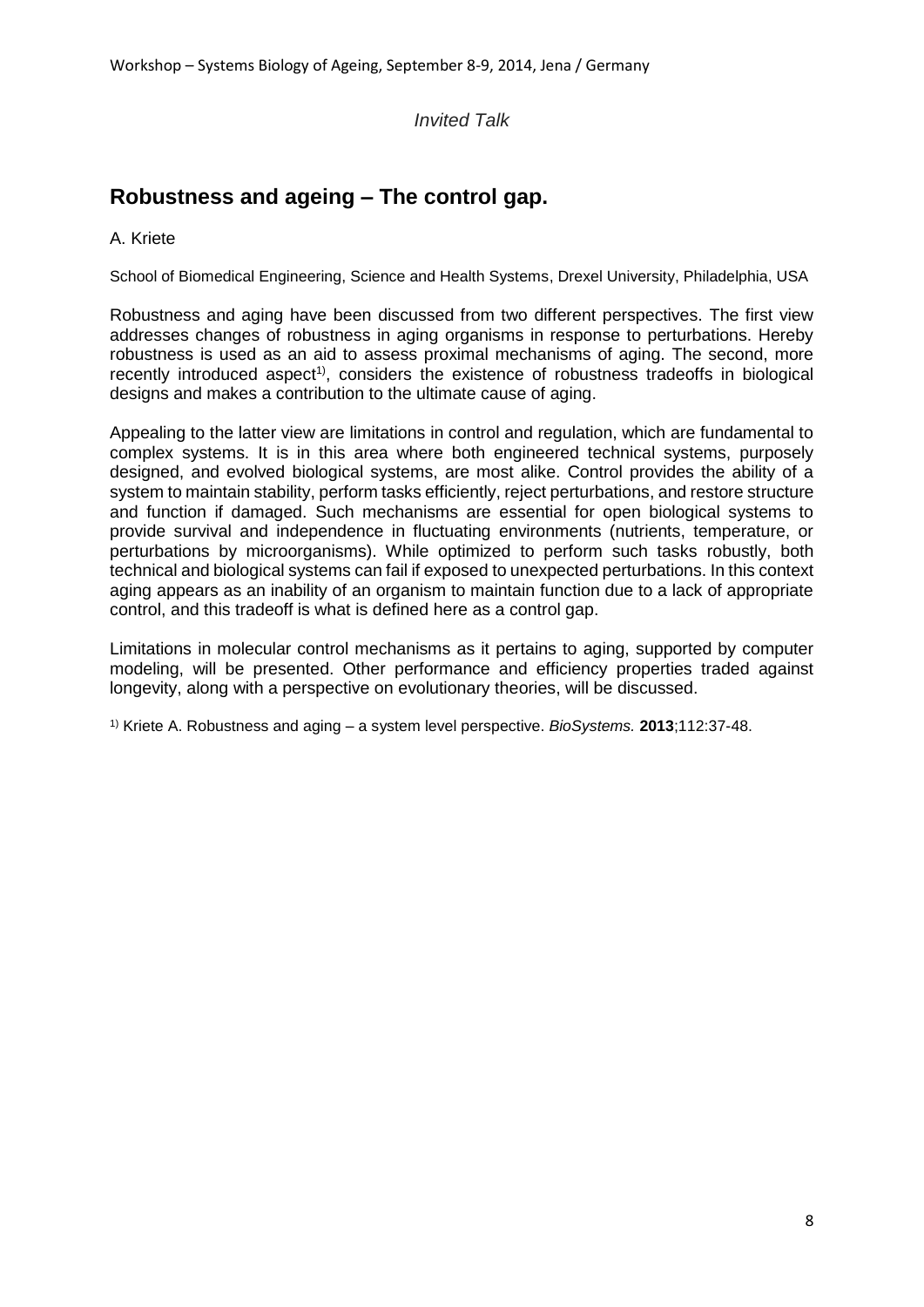*Invited Talk*

## Robustness and ageing – The control gap.

A. Kriete

School of Biomedical Engineering, Science and Health Systems, Drexel University, Philadelphia, USA

Robustness and aging have been discussed from two different perspectives. The first view addresses changes of robustness in aging organisms in response to perturbations. Hereby robustness is used as an aid to assess proximal mechanisms of aging. The second, more recently introduced aspect[1)], considers the existence of robustness tradeoffs in biological designs and makes a contribution to the ultimate cause of aging.

Appealing to the latter view are limitations in control and regulation, which are fundamental to complex systems. It is in this area where both engineered technical systems, purposely designed, and evolved biological systems, are most alike. Control provides the ability of a system to maintain stability, perform tasks efficiently, reject perturbations, and restore structure and function if damaged. Such mechanisms are essential for open biological systems to provide survival and independence in fluctuating environments (nutrients, temperature, or perturbations by microorganisms). While optimized to perform such tasks robustly, both technical and biological systems can fail if exposed to unexpected perturbations. In this context aging appears as an inability of an organism to maintain function due to a lack of appropriate control, and this tradeoff is what is defined here as a control gap.

Limitations in molecular control mechanisms as it pertains to aging, supported by computer modeling, will be presented. Other performance and efficiency properties traded against longevity, along with a perspective on evolutionary theories, will be discussed.

[1)] Kriete A. Robustness and aging – a system level perspective. *BioSystems.* **2013**;112:37-48.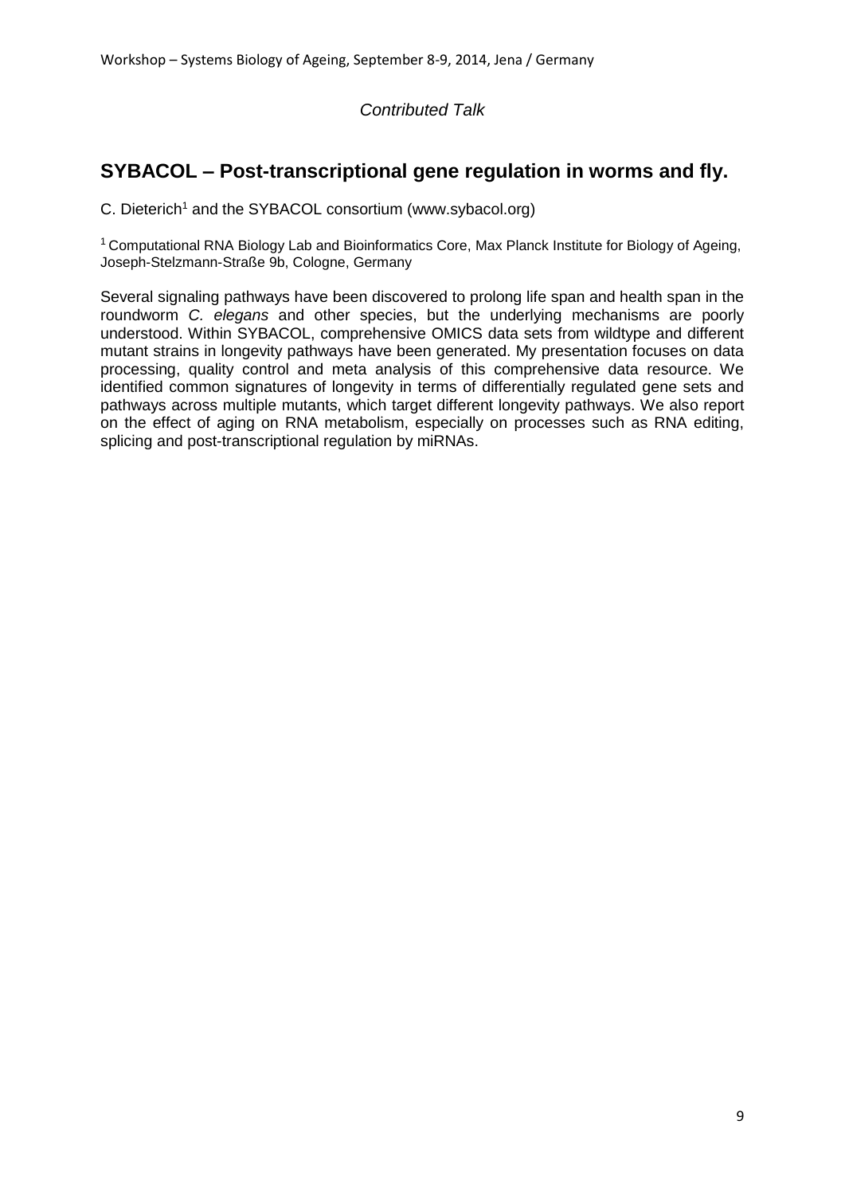*Contributed Talk*

## SYBACOL – Post-transcriptional gene regulation in worms and fly.

C. Dieterich[1] and the SYBACOL consortium (www.sybacol.org)

[1] Computational RNA Biology Lab and Bioinformatics Core, Max Planck Institute for Biology of Ageing, Joseph-Stelzmann-Straße 9b, Cologne, Germany

Several signaling pathways have been discovered to prolong life span and health span in the roundworm *C. elegans* and other species, but the underlying mechanisms are poorly understood. Within SYBACOL, comprehensive OMICS data sets from wildtype and different mutant strains in longevity pathways have been generated. My presentation focuses on data processing, quality control and meta analysis of this comprehensive data resource. We identified common signatures of longevity in terms of differentially regulated gene sets and pathways across multiple mutants, which target different longevity pathways. We also report on the effect of aging on RNA metabolism, especially on processes such as RNA editing, splicing and post-transcriptional regulation by miRNAs.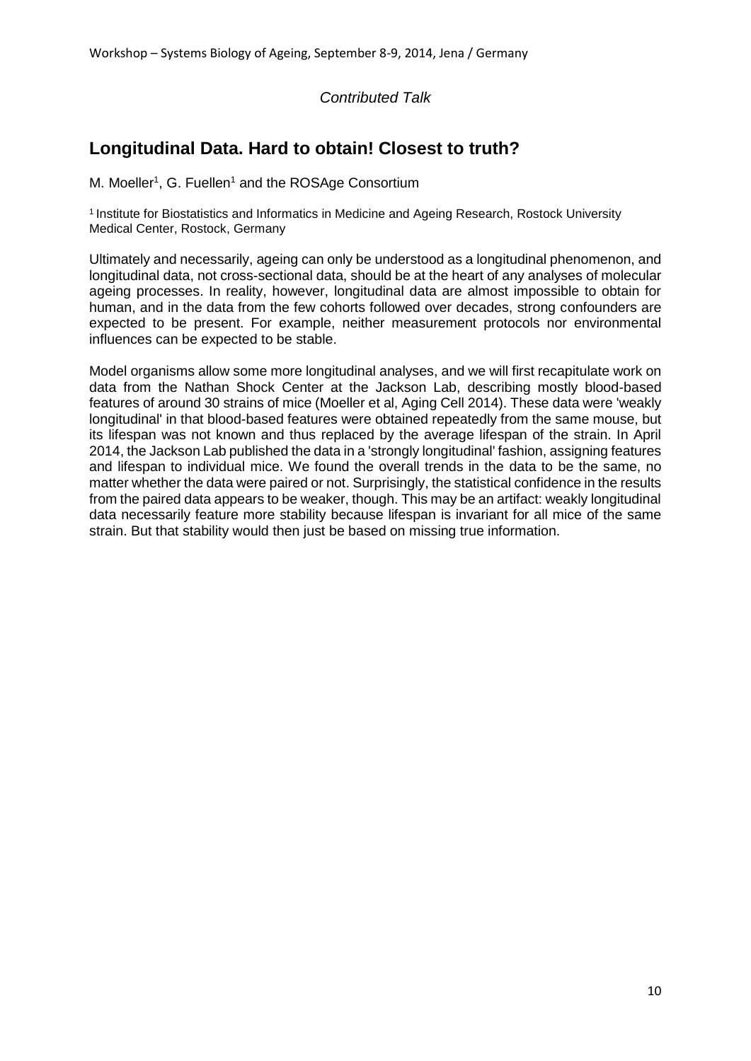*Contributed Talk*

## Longitudinal Data. Hard to obtain! Closest to truth?

M. Moeller[1], G. Fuellen[1] and the ROSAge Consortium

[1] Institute for Biostatistics and Informatics in Medicine and Ageing Research, Rostock University Medical Center, Rostock, Germany

Ultimately and necessarily, ageing can only be understood as a longitudinal phenomenon, and longitudinal data, not cross-sectional data, should be at the heart of any analyses of molecular ageing processes. In reality, however, longitudinal data are almost impossible to obtain for human, and in the data from the few cohorts followed over decades, strong confounders are expected to be present. For example, neither measurement protocols nor environmental influences can be expected to be stable.

Model organisms allow some more longitudinal analyses, and we will first recapitulate work on data from the Nathan Shock Center at the Jackson Lab, describing mostly blood-based features of around 30 strains of mice (Moeller et al, Aging Cell 2014). These data were 'weakly longitudinal' in that blood-based features were obtained repeatedly from the same mouse, but its lifespan was not known and thus replaced by the average lifespan of the strain. In April 2014, the Jackson Lab published the data in a 'strongly longitudinal' fashion, assigning features and lifespan to individual mice. We found the overall trends in the data to be the same, no matter whether the data were paired or not. Surprisingly, the statistical confidence in the results from the paired data appears to be weaker, though. This may be an artifact: weakly longitudinal data necessarily feature more stability because lifespan is invariant for all mice of the same strain. But that stability would then just be based on missing true information.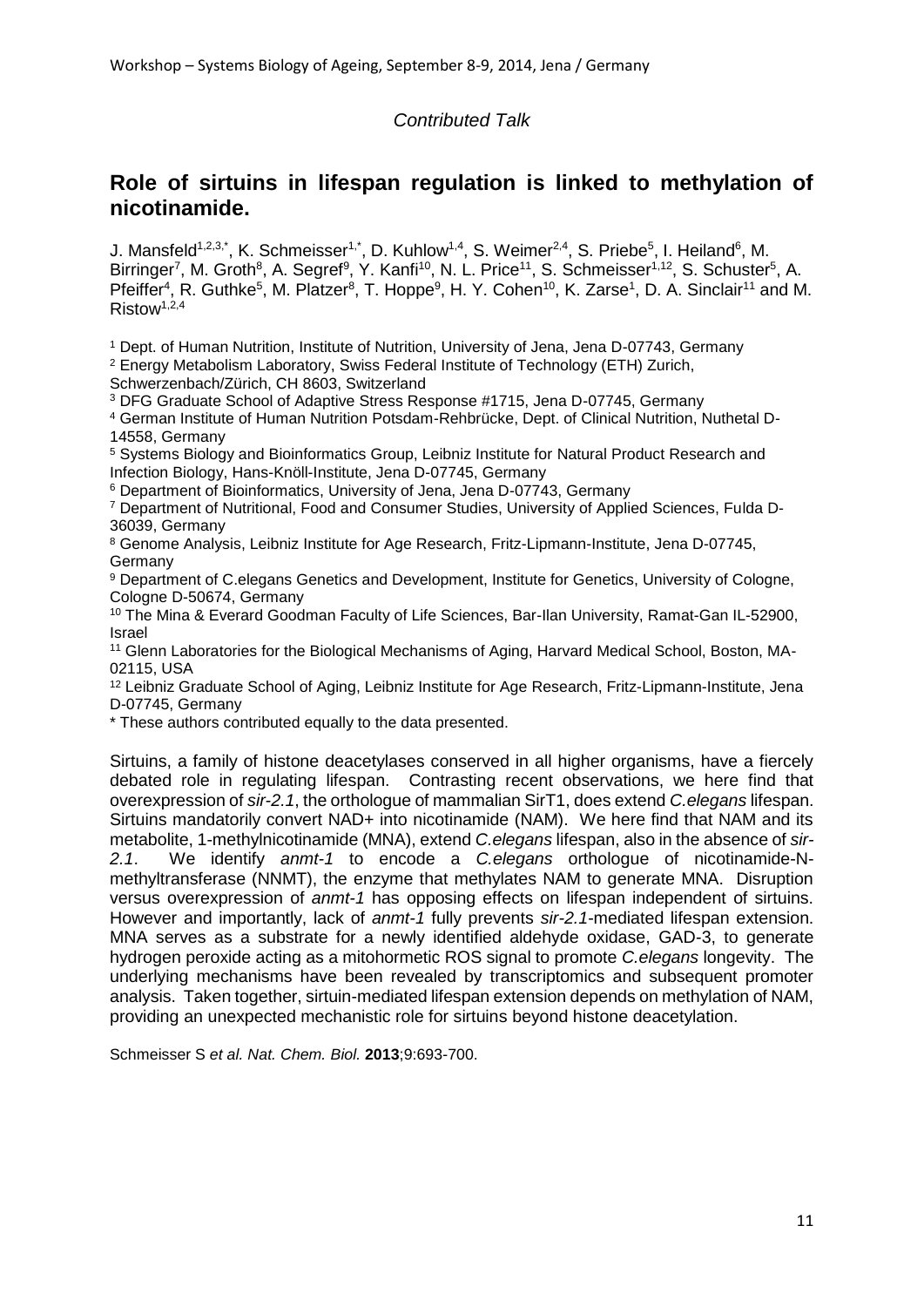*Contributed Talk*

## Role of sirtuins in lifespan regulation is linked to methylation of nicotinamide.

J. Mansfeld[1,2,3,*], K. Schmeisser[1,*], D. Kuhlow[1,4], S. Weimer[2,4], S. Priebe[5], I. Heiland[6], M. Birringer[7], M. Groth[8], A. Segref[9], Y. Kanfi[10], N. L. Price[11], S. Schmeisser[1,12], S. Schuster[5], A. Pfeiffer[4], R. Guthke[5], M. Platzer[8], T. Hoppe[9], H. Y. Cohen[10], K. Zarse[1], D. A. Sinclair[11] and M. Ristow[1,2,4]

[1] Dept. of Human Nutrition, Institute of Nutrition, University of Jena, Jena D-07743, Germany
[2] Energy Metabolism Laboratory, Swiss Federal Institute of Technology (ETH) Zurich, Schwerzenbach/Zürich, CH 8603, Switzerland
[3] DFG Graduate School of Adaptive Stress Response #1715, Jena D-07745, Germany
[4] German Institute of Human Nutrition Potsdam-Rehbrücke, Dept. of Clinical Nutrition, Nuthetal D-14558, Germany
[5] Systems Biology and Bioinformatics Group, Leibniz Institute for Natural Product Research and Infection Biology, Hans-Knöll-Institute, Jena D-07745, Germany
[6] Department of Bioinformatics, University of Jena, Jena D-07743, Germany
[7] Department of Nutritional, Food and Consumer Studies, University of Applied Sciences, Fulda D-36039, Germany
[8] Genome Analysis, Leibniz Institute for Age Research, Fritz-Lipmann-Institute, Jena D-07745, Germany
[9] Department of C.elegans Genetics and Development, Institute for Genetics, University of Cologne, Cologne D-50674, Germany
[10] The Mina & Everard Goodman Faculty of Life Sciences, Bar-Ilan University, Ramat-Gan IL-52900, Israel
[11] Glenn Laboratories for the Biological Mechanisms of Aging, Harvard Medical School, Boston, MA-02115, USA
[12] Leibniz Graduate School of Aging, Leibniz Institute for Age Research, Fritz-Lipmann-Institute, Jena D-07745, Germany
* These authors contributed equally to the data presented.

Sirtuins, a family of histone deacetylases conserved in all higher organisms, have a fiercely debated role in regulating lifespan. Contrasting recent observations, we here find that overexpression of *sir-2.1*, the orthologue of mammalian SirT1, does extend *C.elegans* lifespan. Sirtuins mandatorily convert NAD+ into nicotinamide (NAM). We here find that NAM and its metabolite, 1-methylnicotinamide (MNA), extend *C.elegans* lifespan, also in the absence of *sir-2.1*. We identify *anmt-1* to encode a *C.elegans* orthologue of nicotinamide-N-methyltransferase (NNMT), the enzyme that methylates NAM to generate MNA. Disruption versus overexpression of *anmt-1* has opposing effects on lifespan independent of sirtuins. However and importantly, lack of *anmt-1* fully prevents *sir-2.1*-mediated lifespan extension. MNA serves as a substrate for a newly identified aldehyde oxidase, GAD-3, to generate hydrogen peroxide acting as a mitohormetic ROS signal to promote *C.elegans* longevity. The underlying mechanisms have been revealed by transcriptomics and subsequent promoter analysis. Taken together, sirtuin-mediated lifespan extension depends on methylation of NAM, providing an unexpected mechanistic role for sirtuins beyond histone deacetylation.

Schmeisser S *et al. Nat. Chem. Biol.* **2013**;9:693-700.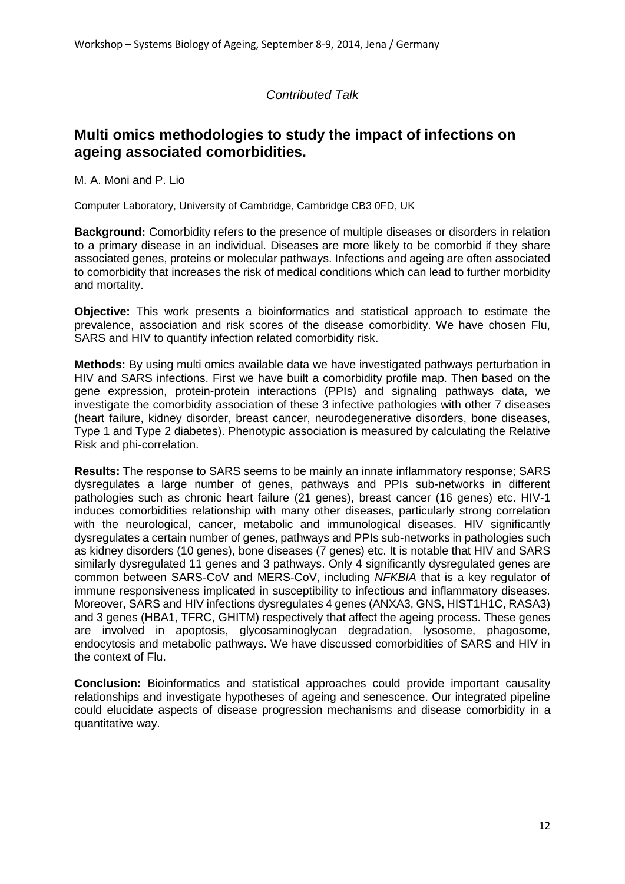*Contributed Talk*

## Multi omics methodologies to study the impact of infections on ageing associated comorbidities.

M. A. Moni and P. Lio

Computer Laboratory, University of Cambridge, Cambridge CB3 0FD, UK

**Background:** Comorbidity refers to the presence of multiple diseases or disorders in relation to a primary disease in an individual. Diseases are more likely to be comorbid if they share associated genes, proteins or molecular pathways. Infections and ageing are often associated to comorbidity that increases the risk of medical conditions which can lead to further morbidity and mortality.

**Objective:** This work presents a bioinformatics and statistical approach to estimate the prevalence, association and risk scores of the disease comorbidity. We have chosen Flu, SARS and HIV to quantify infection related comorbidity risk.

**Methods:** By using multi omics available data we have investigated pathways perturbation in HIV and SARS infections. First we have built a comorbidity profile map. Then based on the gene expression, protein-protein interactions (PPIs) and signaling pathways data, we investigate the comorbidity association of these 3 infective pathologies with other 7 diseases (heart failure, kidney disorder, breast cancer, neurodegenerative disorders, bone diseases, Type 1 and Type 2 diabetes). Phenotypic association is measured by calculating the Relative Risk and phi-correlation.

**Results:** The response to SARS seems to be mainly an innate inflammatory response; SARS dysregulates a large number of genes, pathways and PPIs sub-networks in different pathologies such as chronic heart failure (21 genes), breast cancer (16 genes) etc. HIV-1 induces comorbidities relationship with many other diseases, particularly strong correlation with the neurological, cancer, metabolic and immunological diseases. HIV significantly dysregulates a certain number of genes, pathways and PPIs sub-networks in pathologies such as kidney disorders (10 genes), bone diseases (7 genes) etc. It is notable that HIV and SARS similarly dysregulated 11 genes and 3 pathways. Only 4 significantly dysregulated genes are common between SARS-CoV and MERS-CoV, including *NFKBIA* that is a key regulator of immune responsiveness implicated in susceptibility to infectious and inflammatory diseases. Moreover, SARS and HIV infections dysregulates 4 genes (ANXA3, GNS, HIST1H1C, RASA3) and 3 genes (HBA1, TFRC, GHITM) respectively that affect the ageing process. These genes are involved in apoptosis, glycosaminoglycan degradation, lysosome, phagosome, endocytosis and metabolic pathways. We have discussed comorbidities of SARS and HIV in the context of Flu.

**Conclusion:** Bioinformatics and statistical approaches could provide important causality relationships and investigate hypotheses of ageing and senescence. Our integrated pipeline could elucidate aspects of disease progression mechanisms and disease comorbidity in a quantitative way.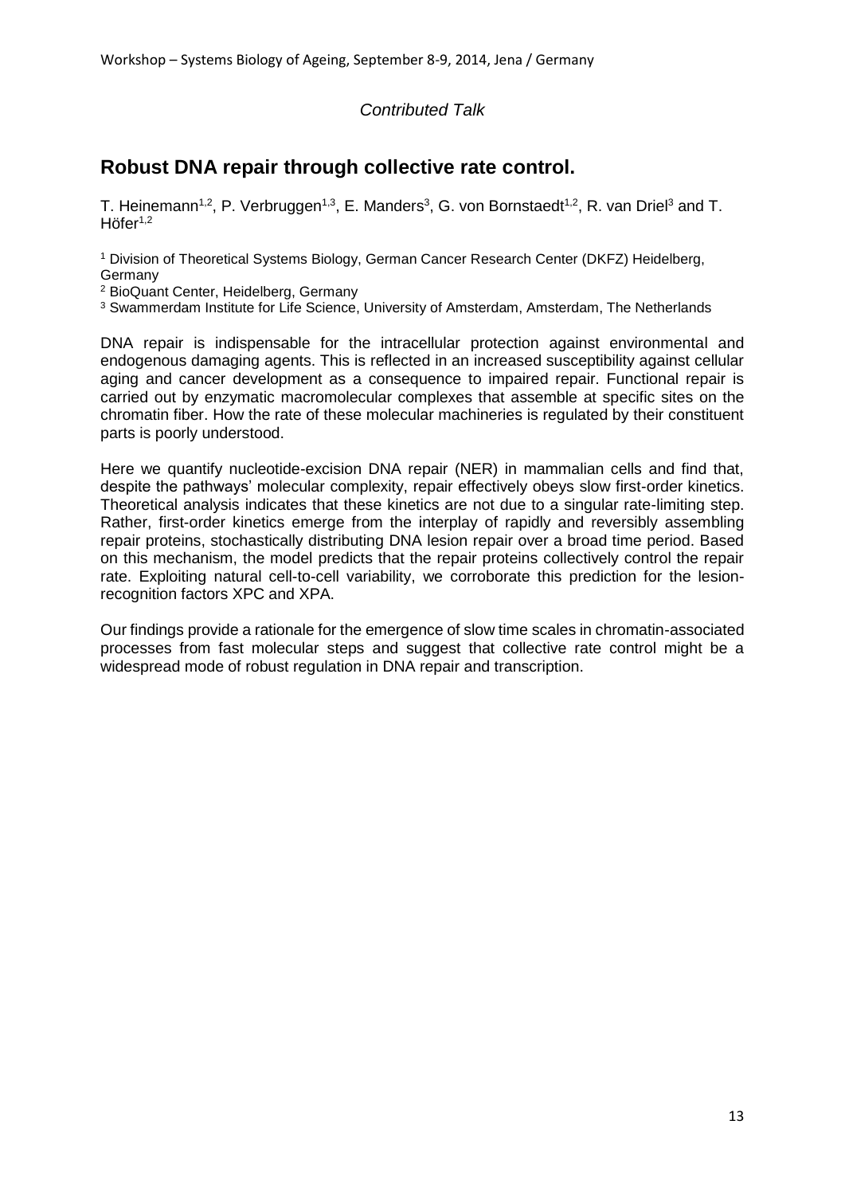*Contributed Talk*

## Robust DNA repair through collective rate control.

T. Heinemann[1,2], P. Verbruggen[1,3], E. Manders[3], G. von Bornstaedt[1,2], R. van Driel[3] and T. Höfer[1,2]

[1] Division of Theoretical Systems Biology, German Cancer Research Center (DKFZ) Heidelberg, Germany
[2] BioQuant Center, Heidelberg, Germany
[3] Swammerdam Institute for Life Science, University of Amsterdam, Amsterdam, The Netherlands

DNA repair is indispensable for the intracellular protection against environmental and endogenous damaging agents. This is reflected in an increased susceptibility against cellular aging and cancer development as a consequence to impaired repair. Functional repair is carried out by enzymatic macromolecular complexes that assemble at specific sites on the chromatin fiber. How the rate of these molecular machineries is regulated by their constituent parts is poorly understood.

Here we quantify nucleotide-excision DNA repair (NER) in mammalian cells and find that, despite the pathways' molecular complexity, repair effectively obeys slow first-order kinetics. Theoretical analysis indicates that these kinetics are not due to a singular rate-limiting step. Rather, first-order kinetics emerge from the interplay of rapidly and reversibly assembling repair proteins, stochastically distributing DNA lesion repair over a broad time period. Based on this mechanism, the model predicts that the repair proteins collectively control the repair rate. Exploiting natural cell-to-cell variability, we corroborate this prediction for the lesion-recognition factors XPC and XPA.

Our findings provide a rationale for the emergence of slow time scales in chromatin-associated processes from fast molecular steps and suggest that collective rate control might be a widespread mode of robust regulation in DNA repair and transcription.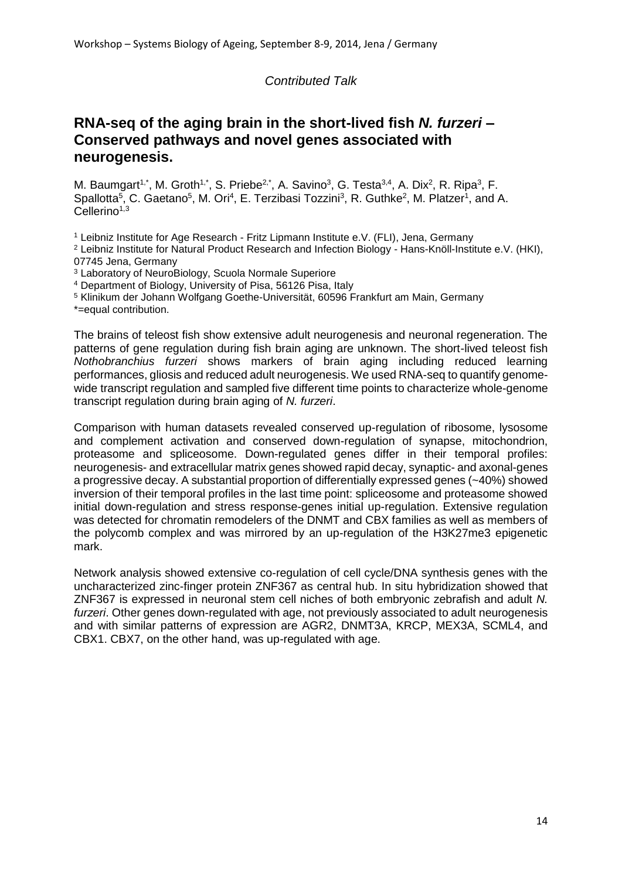*Contributed Talk*

## RNA-seq of the aging brain in the short-lived fish *N. furzeri* – Conserved pathways and novel genes associated with neurogenesis.

M. Baumgart[1,*], M. Groth[1,*], S. Priebe[2,*], A. Savino[3], G. Testa[3,4], A. Dix[2], R. Ripa[3], F. Spallotta[5], C. Gaetano[5], M. Ori[4], E. Terzibasi Tozzini[3], R. Guthke[2], M. Platzer[1], and A. Cellerino[1,3]

[1] Leibniz Institute for Age Research - Fritz Lipmann Institute e.V. (FLI), Jena, Germany
[2] Leibniz Institute for Natural Product Research and Infection Biology - Hans-Knöll-Institute e.V. (HKI), 07745 Jena, Germany
[3] Laboratory of NeuroBiology, Scuola Normale Superiore
[4] Department of Biology, University of Pisa, 56126 Pisa, Italy
[5] Klinikum der Johann Wolfgang Goethe-Universität, 60596 Frankfurt am Main, Germany
*=equal contribution.

The brains of teleost fish show extensive adult neurogenesis and neuronal regeneration. The patterns of gene regulation during fish brain aging are unknown. The short-lived teleost fish *Nothobranchius furzeri* shows markers of brain aging including reduced learning performances, gliosis and reduced adult neurogenesis. We used RNA-seq to quantify genome-wide transcript regulation and sampled five different time points to characterize whole-genome transcript regulation during brain aging of *N. furzeri*.

Comparison with human datasets revealed conserved up-regulation of ribosome, lysosome and complement activation and conserved down-regulation of synapse, mitochondrion, proteasome and spliceosome. Down-regulated genes differ in their temporal profiles: neurogenesis- and extracellular matrix genes showed rapid decay, synaptic- and axonal-genes a progressive decay. A substantial proportion of differentially expressed genes (~40%) showed inversion of their temporal profiles in the last time point: spliceosome and proteasome showed initial down-regulation and stress response-genes initial up-regulation. Extensive regulation was detected for chromatin remodelers of the DNMT and CBX families as well as members of the polycomb complex and was mirrored by an up-regulation of the H3K27me3 epigenetic mark.

Network analysis showed extensive co-regulation of cell cycle/DNA synthesis genes with the uncharacterized zinc-finger protein ZNF367 as central hub. In situ hybridization showed that ZNF367 is expressed in neuronal stem cell niches of both embryonic zebrafish and adult *N. furzeri*. Other genes down-regulated with age, not previously associated to adult neurogenesis and with similar patterns of expression are AGR2, DNMT3A, KRCP, MEX3A, SCML4, and CBX1. CBX7, on the other hand, was up-regulated with age.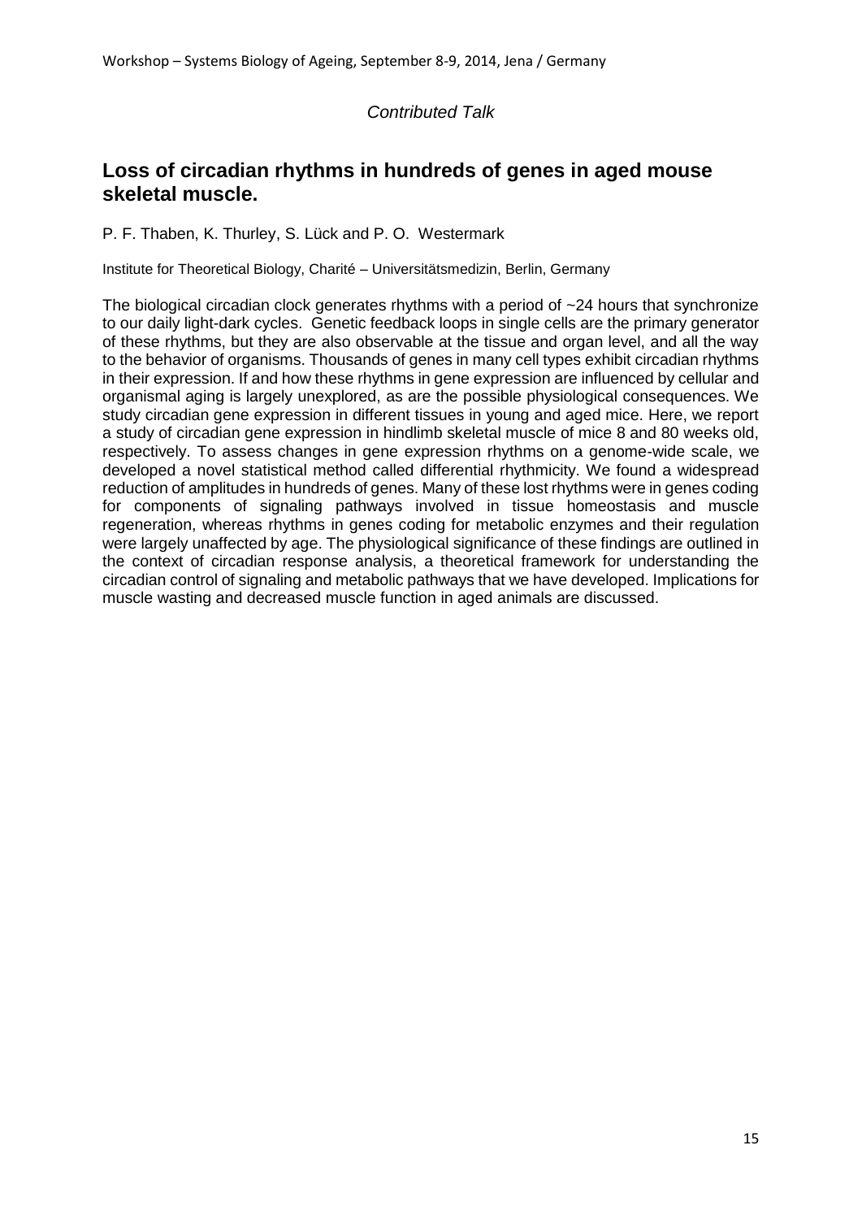*Contributed Talk*

## Loss of circadian rhythms in hundreds of genes in aged mouse skeletal muscle.

P. F. Thaben, K. Thurley, S. Lück and P. O. Westermark

Institute for Theoretical Biology, Charité – Universitätsmedizin, Berlin, Germany

The biological circadian clock generates rhythms with a period of ~24 hours that synchronize to our daily light-dark cycles. Genetic feedback loops in single cells are the primary generator of these rhythms, but they are also observable at the tissue and organ level, and all the way to the behavior of organisms. Thousands of genes in many cell types exhibit circadian rhythms in their expression. If and how these rhythms in gene expression are influenced by cellular and organismal aging is largely unexplored, as are the possible physiological consequences. We study circadian gene expression in different tissues in young and aged mice. Here, we report a study of circadian gene expression in hindlimb skeletal muscle of mice 8 and 80 weeks old, respectively. To assess changes in gene expression rhythms on a genome-wide scale, we developed a novel statistical method called differential rhythmicity. We found a widespread reduction of amplitudes in hundreds of genes. Many of these lost rhythms were in genes coding for components of signaling pathways involved in tissue homeostasis and muscle regeneration, whereas rhythms in genes coding for metabolic enzymes and their regulation were largely unaffected by age. The physiological significance of these findings are outlined in the context of circadian response analysis, a theoretical framework for understanding the circadian control of signaling and metabolic pathways that we have developed. Implications for muscle wasting and decreased muscle function in aged animals are discussed.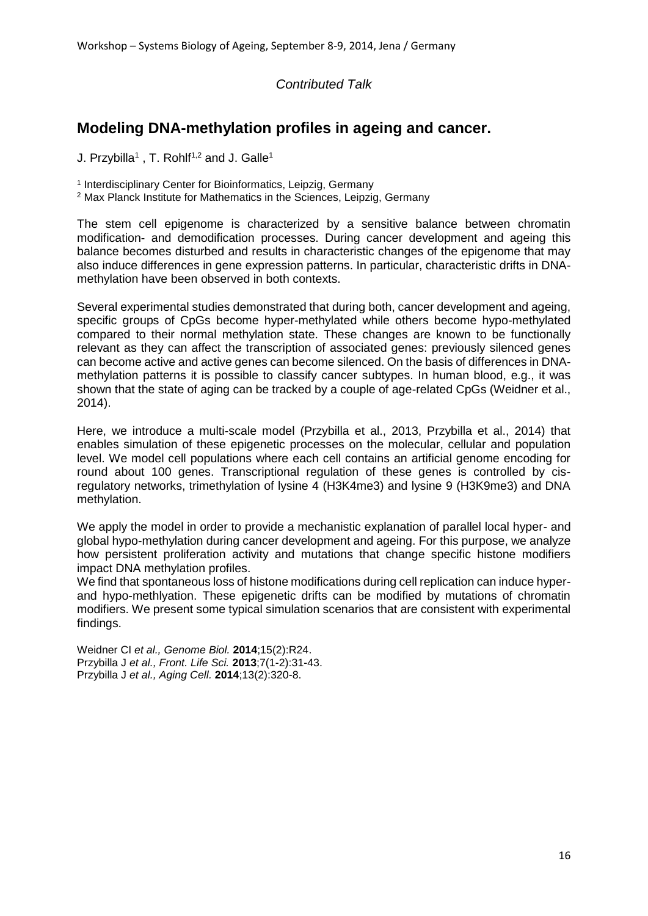*Contributed Talk*

## Modeling DNA-methylation profiles in ageing and cancer.

J. Przybilla[1] , T. Rohlf[1,2] and J. Galle[1]

[1] Interdisciplinary Center for Bioinformatics, Leipzig, Germany
[2] Max Planck Institute for Mathematics in the Sciences, Leipzig, Germany

The stem cell epigenome is characterized by a sensitive balance between chromatin modification- and demodification processes. During cancer development and ageing this balance becomes disturbed and results in characteristic changes of the epigenome that may also induce differences in gene expression patterns. In particular, characteristic drifts in DNA-methylation have been observed in both contexts.

Several experimental studies demonstrated that during both, cancer development and ageing, specific groups of CpGs become hyper-methylated while others become hypo-methylated compared to their normal methylation state. These changes are known to be functionally relevant as they can affect the transcription of associated genes: previously silenced genes can become active and active genes can become silenced. On the basis of differences in DNA-methylation patterns it is possible to classify cancer subtypes. In human blood, e.g., it was shown that the state of aging can be tracked by a couple of age-related CpGs (Weidner et al., 2014).

Here, we introduce a multi-scale model (Przybilla et al., 2013, Przybilla et al., 2014) that enables simulation of these epigenetic processes on the molecular, cellular and population level. We model cell populations where each cell contains an artificial genome encoding for round about 100 genes. Transcriptional regulation of these genes is controlled by cis-regulatory networks, trimethylation of lysine 4 (H3K4me3) and lysine 9 (H3K9me3) and DNA methylation.

We apply the model in order to provide a mechanistic explanation of parallel local hyper- and global hypo-methylation during cancer development and ageing. For this purpose, we analyze how persistent proliferation activity and mutations that change specific histone modifiers impact DNA methylation profiles.
We find that spontaneous loss of histone modifications during cell replication can induce hyper- and hypo-methlyation. These epigenetic drifts can be modified by mutations of chromatin modifiers. We present some typical simulation scenarios that are consistent with experimental findings.

Weidner CI *et al., Genome Biol.* **2014**;15(2):R24.
Przybilla J *et al., Front. Life Sci.* **2013**;7(1-2):31-43.
Przybilla J *et al., Aging Cell.* **2014**;13(2):320-8.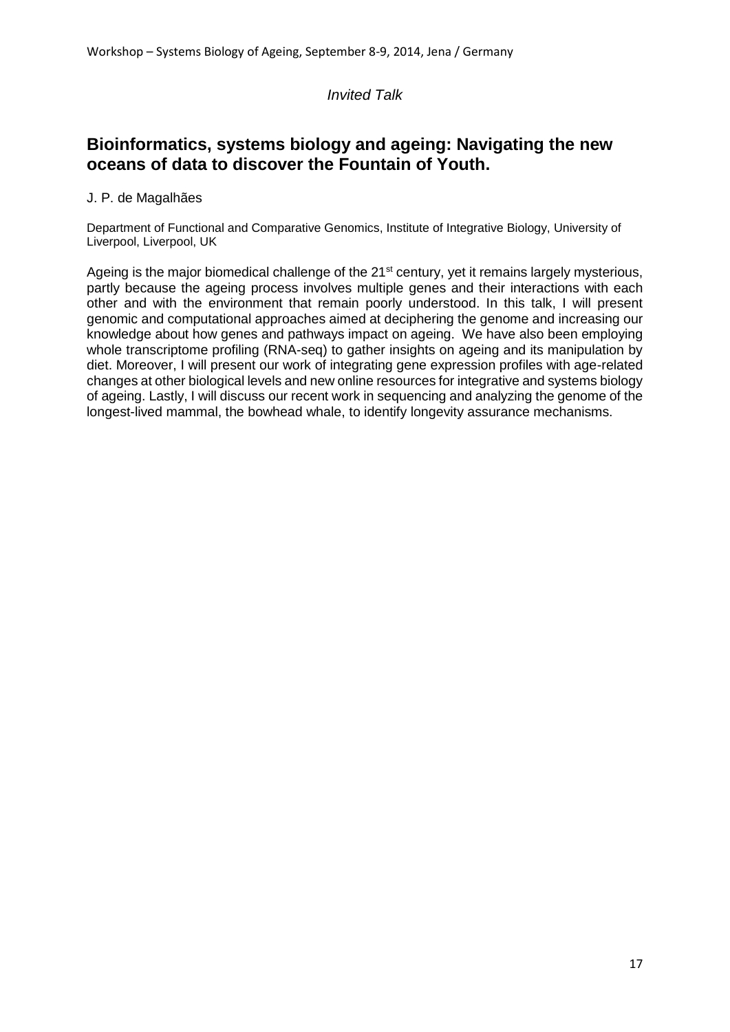*Invited Talk*

## Bioinformatics, systems biology and ageing: Navigating the new oceans of data to discover the Fountain of Youth.

J. P. de Magalhães

Department of Functional and Comparative Genomics, Institute of Integrative Biology, University of Liverpool, Liverpool, UK

Ageing is the major biomedical challenge of the 21st century, yet it remains largely mysterious, partly because the ageing process involves multiple genes and their interactions with each other and with the environment that remain poorly understood. In this talk, I will present genomic and computational approaches aimed at deciphering the genome and increasing our knowledge about how genes and pathways impact on ageing. We have also been employing whole transcriptome profiling (RNA-seq) to gather insights on ageing and its manipulation by diet. Moreover, I will present our work of integrating gene expression profiles with age-related changes at other biological levels and new online resources for integrative and systems biology of ageing. Lastly, I will discuss our recent work in sequencing and analyzing the genome of the longest-lived mammal, the bowhead whale, to identify longevity assurance mechanisms.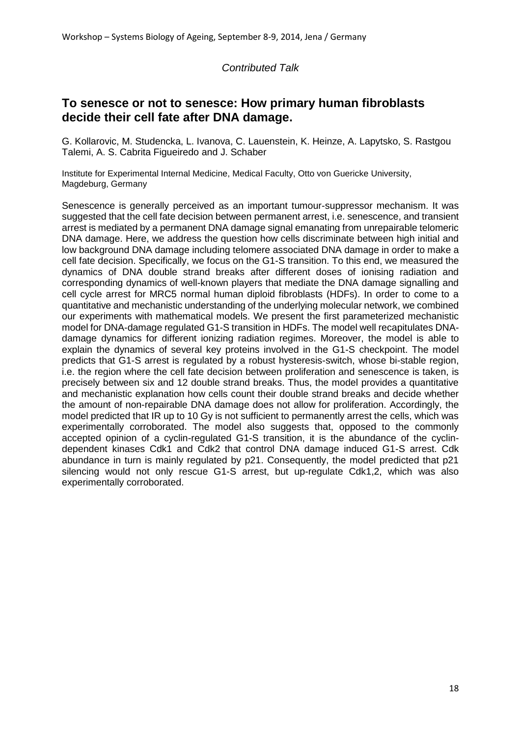*Contributed Talk*

## To senesce or not to senesce: How primary human fibroblasts decide their cell fate after DNA damage.

G. Kollarovic, M. Studencka, L. Ivanova, C. Lauenstein, K. Heinze, A. Lapytsko, S. Rastgou Talemi, A. S. Cabrita Figueiredo and J. Schaber

Institute for Experimental Internal Medicine, Medical Faculty, Otto von Guericke University, Magdeburg, Germany

Senescence is generally perceived as an important tumour-suppressor mechanism. It was suggested that the cell fate decision between permanent arrest, i.e. senescence, and transient arrest is mediated by a permanent DNA damage signal emanating from unrepairable telomeric DNA damage. Here, we address the question how cells discriminate between high initial and low background DNA damage including telomere associated DNA damage in order to make a cell fate decision. Specifically, we focus on the G1-S transition. To this end, we measured the dynamics of DNA double strand breaks after different doses of ionising radiation and corresponding dynamics of well-known players that mediate the DNA damage signalling and cell cycle arrest for MRC5 normal human diploid fibroblasts (HDFs). In order to come to a quantitative and mechanistic understanding of the underlying molecular network, we combined our experiments with mathematical models. We present the first parameterized mechanistic model for DNA-damage regulated G1-S transition in HDFs. The model well recapitulates DNA-damage dynamics for different ionizing radiation regimes. Moreover, the model is able to explain the dynamics of several key proteins involved in the G1-S checkpoint. The model predicts that G1-S arrest is regulated by a robust hysteresis-switch, whose bi-stable region, i.e. the region where the cell fate decision between proliferation and senescence is taken, is precisely between six and 12 double strand breaks. Thus, the model provides a quantitative and mechanistic explanation how cells count their double strand breaks and decide whether the amount of non-repairable DNA damage does not allow for proliferation. Accordingly, the model predicted that IR up to 10 Gy is not sufficient to permanently arrest the cells, which was experimentally corroborated. The model also suggests that, opposed to the commonly accepted opinion of a cyclin-regulated G1-S transition, it is the abundance of the cyclin-dependent kinases Cdk1 and Cdk2 that control DNA damage induced G1-S arrest. Cdk abundance in turn is mainly regulated by p21. Consequently, the model predicted that p21 silencing would not only rescue G1-S arrest, but up-regulate Cdk1,2, which was also experimentally corroborated.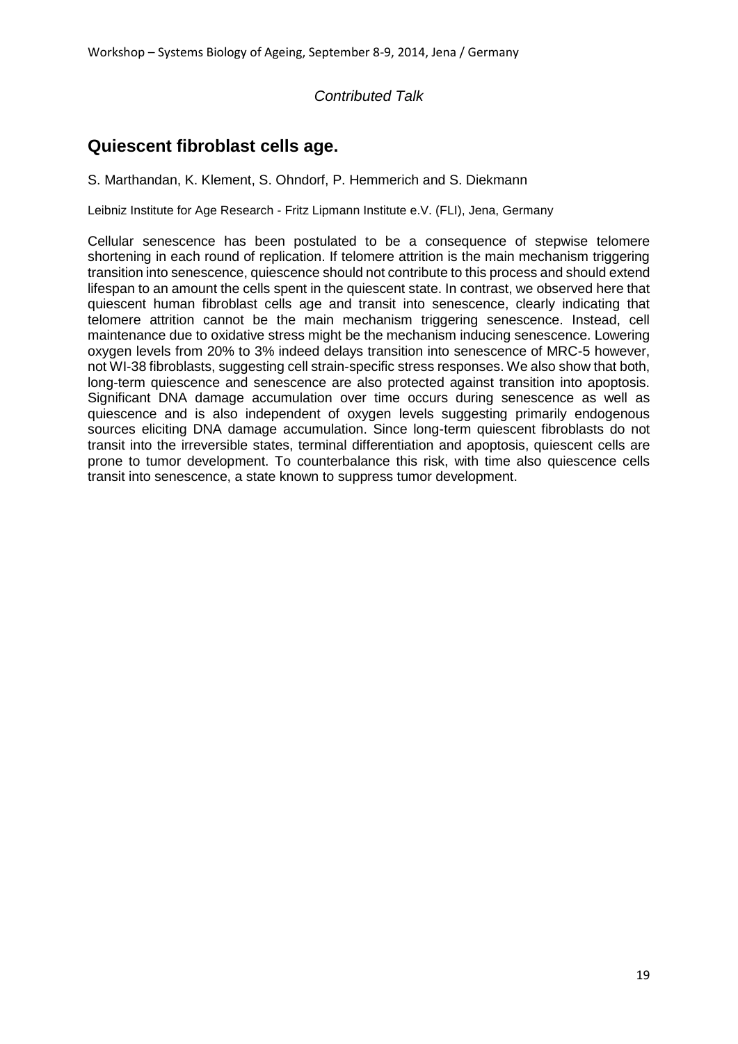*Contributed Talk*

## Quiescent fibroblast cells age.

S. Marthandan, K. Klement, S. Ohndorf, P. Hemmerich and S. Diekmann

Leibniz Institute for Age Research - Fritz Lipmann Institute e.V. (FLI), Jena, Germany

Cellular senescence has been postulated to be a consequence of stepwise telomere shortening in each round of replication. If telomere attrition is the main mechanism triggering transition into senescence, quiescence should not contribute to this process and should extend lifespan to an amount the cells spent in the quiescent state. In contrast, we observed here that quiescent human fibroblast cells age and transit into senescence, clearly indicating that telomere attrition cannot be the main mechanism triggering senescence. Instead, cell maintenance due to oxidative stress might be the mechanism inducing senescence. Lowering oxygen levels from 20% to 3% indeed delays transition into senescence of MRC-5 however, not WI-38 fibroblasts, suggesting cell strain-specific stress responses. We also show that both, long-term quiescence and senescence are also protected against transition into apoptosis. Significant DNA damage accumulation over time occurs during senescence as well as quiescence and is also independent of oxygen levels suggesting primarily endogenous sources eliciting DNA damage accumulation. Since long-term quiescent fibroblasts do not transit into the irreversible states, terminal differentiation and apoptosis, quiescent cells are prone to tumor development. To counterbalance this risk, with time also quiescence cells transit into senescence, a state known to suppress tumor development.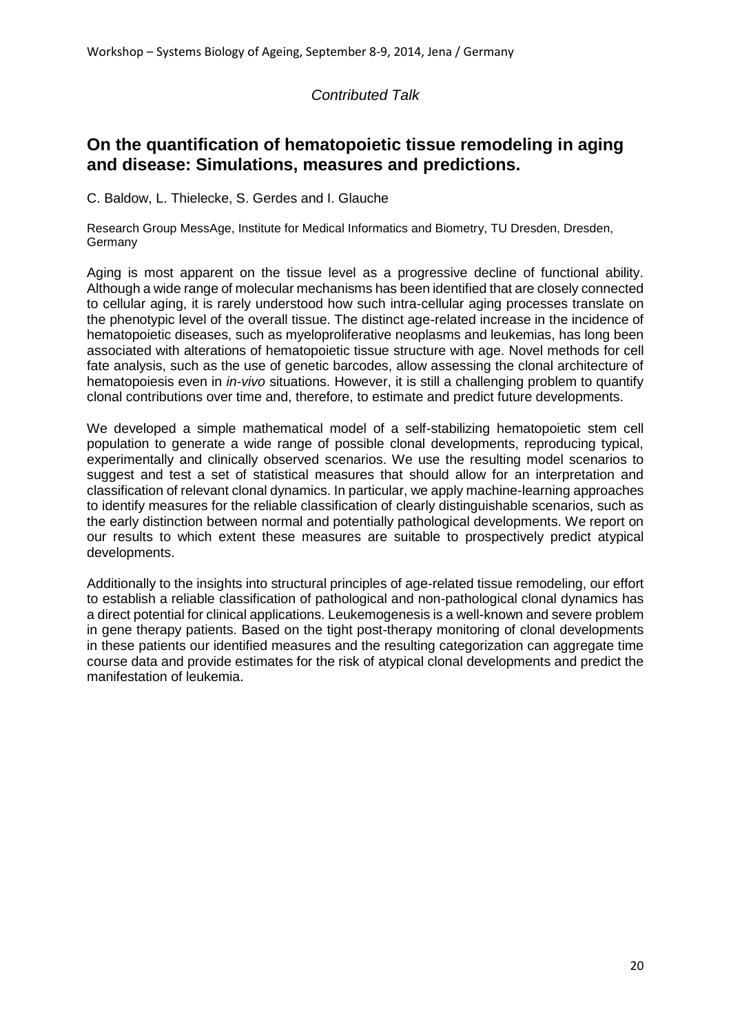*Contributed Talk*

## On the quantification of hematopoietic tissue remodeling in aging and disease: Simulations, measures and predictions.

C. Baldow, L. Thielecke, S. Gerdes and I. Glauche

Research Group MessAge, Institute for Medical Informatics and Biometry, TU Dresden, Dresden, Germany

Aging is most apparent on the tissue level as a progressive decline of functional ability. Although a wide range of molecular mechanisms has been identified that are closely connected to cellular aging, it is rarely understood how such intra-cellular aging processes translate on the phenotypic level of the overall tissue. The distinct age-related increase in the incidence of hematopoietic diseases, such as myeloproliferative neoplasms and leukemias, has long been associated with alterations of hematopoietic tissue structure with age. Novel methods for cell fate analysis, such as the use of genetic barcodes, allow assessing the clonal architecture of hematopoiesis even in *in-vivo* situations. However, it is still a challenging problem to quantify clonal contributions over time and, therefore, to estimate and predict future developments.

We developed a simple mathematical model of a self-stabilizing hematopoietic stem cell population to generate a wide range of possible clonal developments, reproducing typical, experimentally and clinically observed scenarios. We use the resulting model scenarios to suggest and test a set of statistical measures that should allow for an interpretation and classification of relevant clonal dynamics. In particular, we apply machine-learning approaches to identify measures for the reliable classification of clearly distinguishable scenarios, such as the early distinction between normal and potentially pathological developments. We report on our results to which extent these measures are suitable to prospectively predict atypical developments.

Additionally to the insights into structural principles of age-related tissue remodeling, our effort to establish a reliable classification of pathological and non-pathological clonal dynamics has a direct potential for clinical applications. Leukemogenesis is a well-known and severe problem in gene therapy patients. Based on the tight post-therapy monitoring of clonal developments in these patients our identified measures and the resulting categorization can aggregate time course data and provide estimates for the risk of atypical clonal developments and predict the manifestation of leukemia.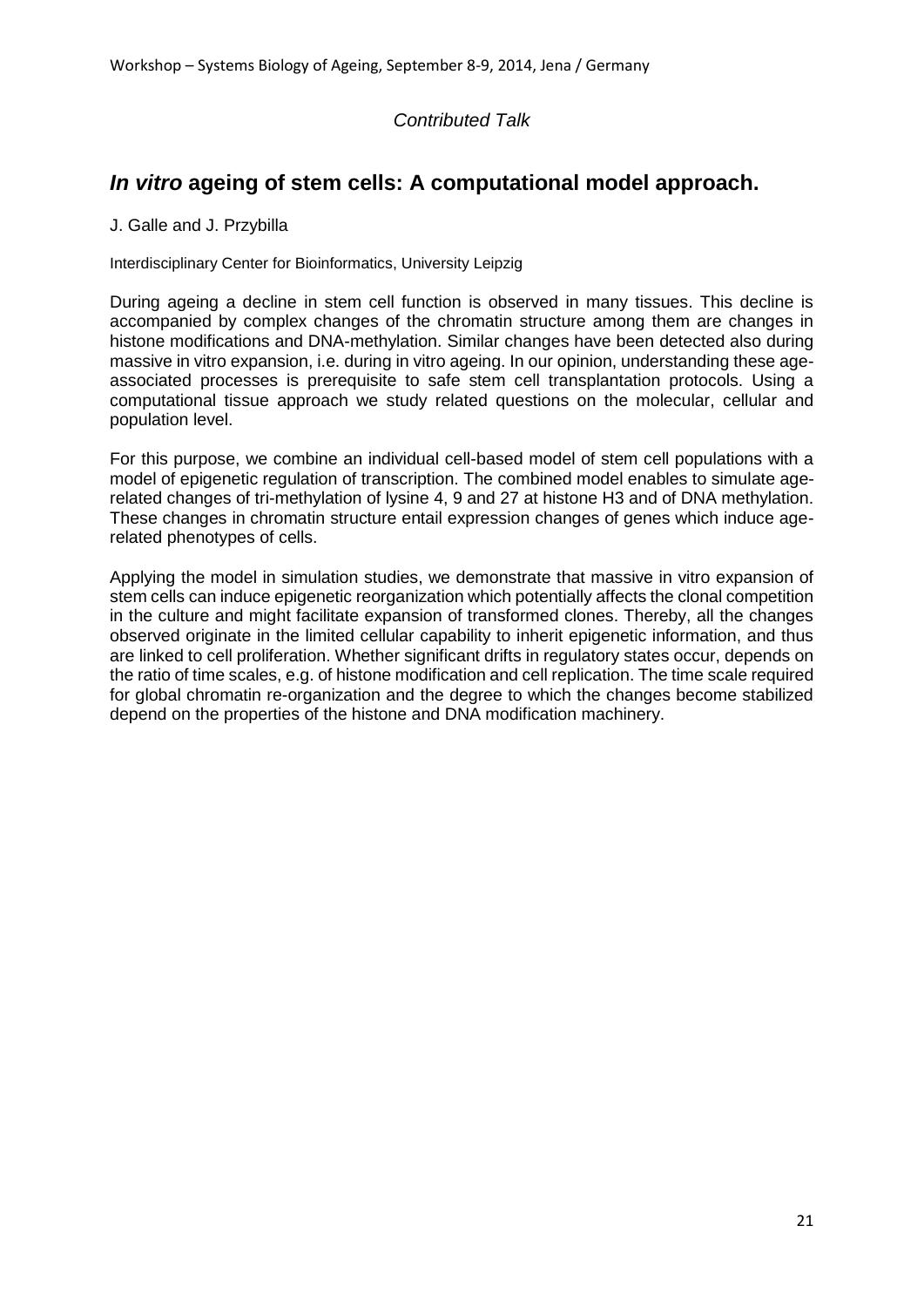*Contributed Talk*

## ***In vitro*** **ageing of stem cells: A computational model approach.**

J. Galle and J. Przybilla

Interdisciplinary Center for Bioinformatics, University Leipzig

During ageing a decline in stem cell function is observed in many tissues. This decline is accompanied by complex changes of the chromatin structure among them are changes in histone modifications and DNA-methylation. Similar changes have been detected also during massive in vitro expansion, i.e. during in vitro ageing. In our opinion, understanding these age-associated processes is prerequisite to safe stem cell transplantation protocols. Using a computational tissue approach we study related questions on the molecular, cellular and population level.

For this purpose, we combine an individual cell-based model of stem cell populations with a model of epigenetic regulation of transcription. The combined model enables to simulate age-related changes of tri-methylation of lysine 4, 9 and 27 at histone H3 and of DNA methylation. These changes in chromatin structure entail expression changes of genes which induce age-related phenotypes of cells.

Applying the model in simulation studies, we demonstrate that massive in vitro expansion of stem cells can induce epigenetic reorganization which potentially affects the clonal competition in the culture and might facilitate expansion of transformed clones. Thereby, all the changes observed originate in the limited cellular capability to inherit epigenetic information, and thus are linked to cell proliferation. Whether significant drifts in regulatory states occur, depends on the ratio of time scales, e.g. of histone modification and cell replication. The time scale required for global chromatin re-organization and the degree to which the changes become stabilized depend on the properties of the histone and DNA modification machinery.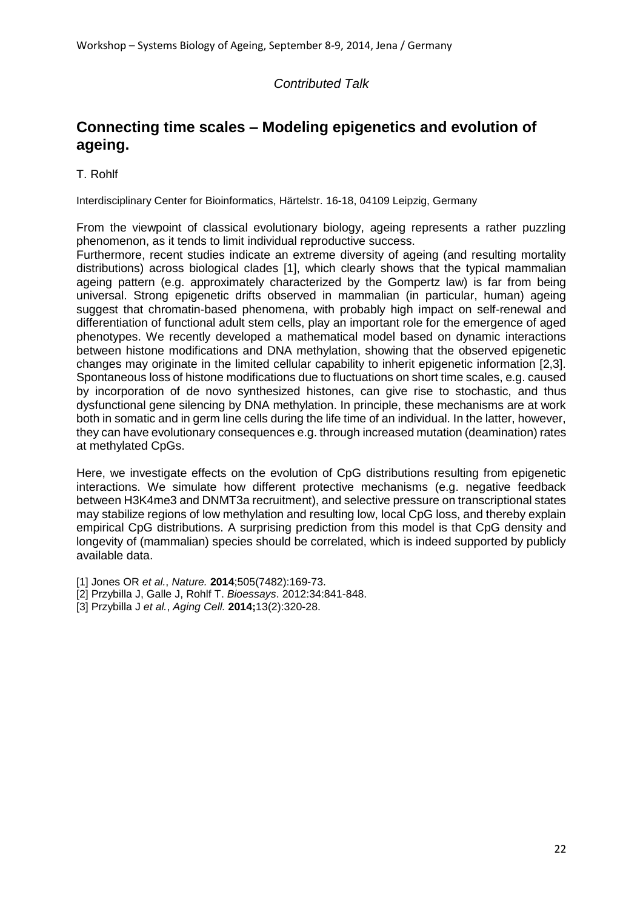*Contributed Talk*

## Connecting time scales – Modeling epigenetics and evolution of ageing.

T. Rohlf

Interdisciplinary Center for Bioinformatics, Härtelstr. 16-18, 04109 Leipzig, Germany

From the viewpoint of classical evolutionary biology, ageing represents a rather puzzling phenomenon, as it tends to limit individual reproductive success.
Furthermore, recent studies indicate an extreme diversity of ageing (and resulting mortality distributions) across biological clades [1], which clearly shows that the typical mammalian ageing pattern (e.g. approximately characterized by the Gompertz law) is far from being universal. Strong epigenetic drifts observed in mammalian (in particular, human) ageing suggest that chromatin-based phenomena, with probably high impact on self-renewal and differentiation of functional adult stem cells, play an important role for the emergence of aged phenotypes. We recently developed a mathematical model based on dynamic interactions between histone modifications and DNA methylation, showing that the observed epigenetic changes may originate in the limited cellular capability to inherit epigenetic information [2,3]. Spontaneous loss of histone modifications due to fluctuations on short time scales, e.g. caused by incorporation of de novo synthesized histones, can give rise to stochastic, and thus dysfunctional gene silencing by DNA methylation. In principle, these mechanisms are at work both in somatic and in germ line cells during the life time of an individual. In the latter, however, they can have evolutionary consequences e.g. through increased mutation (deamination) rates at methylated CpGs.

Here, we investigate effects on the evolution of CpG distributions resulting from epigenetic interactions. We simulate how different protective mechanisms (e.g. negative feedback between H3K4me3 and DNMT3a recruitment), and selective pressure on transcriptional states may stabilize regions of low methylation and resulting low, local CpG loss, and thereby explain empirical CpG distributions. A surprising prediction from this model is that CpG density and longevity of (mammalian) species should be correlated, which is indeed supported by publicly available data.

[1] Jones OR *et al.*, *Nature.* **2014**;505(7482):169-73.
[2] Przybilla J, Galle J, Rohlf T. *Bioessays*. 2012:34:841-848.
[3] Przybilla J *et al.*, *Aging Cell.* **2014;**13(2):320-28.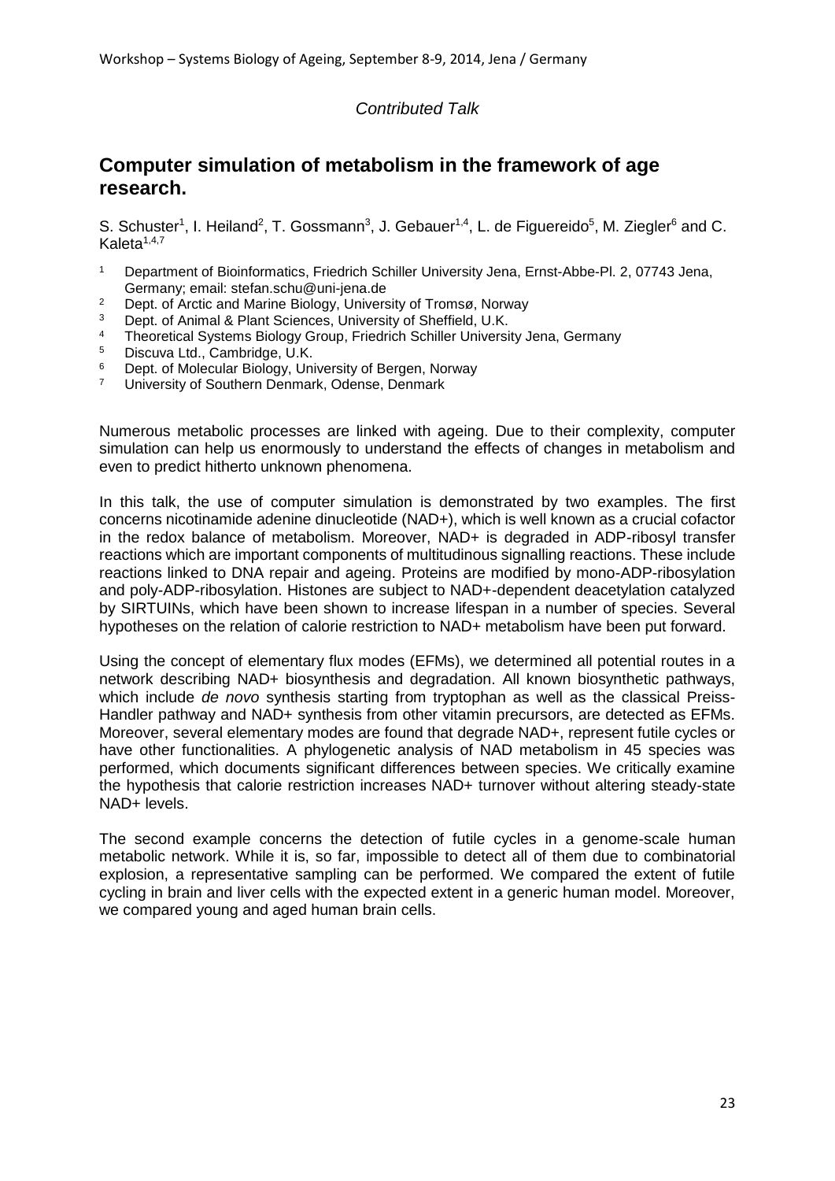*Contributed Talk*

## Computer simulation of metabolism in the framework of age research.

S. Schuster[1], I. Heiland[2], T. Gossmann[3], J. Gebauer[1,4], L. de Figuereido[5], M. Ziegler[6] and C. Kaleta[1,4,7]

1. Department of Bioinformatics, Friedrich Schiller University Jena, Ernst-Abbe-Pl. 2, 07743 Jena, Germany; email: stefan.schu@uni-jena.de
2. Dept. of Arctic and Marine Biology, University of Tromsø, Norway
3. Dept. of Animal & Plant Sciences, University of Sheffield, U.K.
4. Theoretical Systems Biology Group, Friedrich Schiller University Jena, Germany
5. Discuva Ltd., Cambridge, U.K.
6. Dept. of Molecular Biology, University of Bergen, Norway
7. University of Southern Denmark, Odense, Denmark

Numerous metabolic processes are linked with ageing. Due to their complexity, computer simulation can help us enormously to understand the effects of changes in metabolism and even to predict hitherto unknown phenomena.

In this talk, the use of computer simulation is demonstrated by two examples. The first concerns nicotinamide adenine dinucleotide (NAD+), which is well known as a crucial cofactor in the redox balance of metabolism. Moreover, NAD+ is degraded in ADP-ribosyl transfer reactions which are important components of multitudinous signalling reactions. These include reactions linked to DNA repair and ageing. Proteins are modified by mono-ADP-ribosylation and poly-ADP-ribosylation. Histones are subject to NAD+-dependent deacetylation catalyzed by SIRTUINs, which have been shown to increase lifespan in a number of species. Several hypotheses on the relation of calorie restriction to NAD+ metabolism have been put forward.

Using the concept of elementary flux modes (EFMs), we determined all potential routes in a network describing NAD+ biosynthesis and degradation. All known biosynthetic pathways, which include *de novo* synthesis starting from tryptophan as well as the classical Preiss-Handler pathway and NAD+ synthesis from other vitamin precursors, are detected as EFMs. Moreover, several elementary modes are found that degrade NAD+, represent futile cycles or have other functionalities. A phylogenetic analysis of NAD metabolism in 45 species was performed, which documents significant differences between species. We critically examine the hypothesis that calorie restriction increases NAD+ turnover without altering steady-state NAD+ levels.

The second example concerns the detection of futile cycles in a genome-scale human metabolic network. While it is, so far, impossible to detect all of them due to combinatorial explosion, a representative sampling can be performed. We compared the extent of futile cycling in brain and liver cells with the expected extent in a generic human model. Moreover, we compared young and aged human brain cells.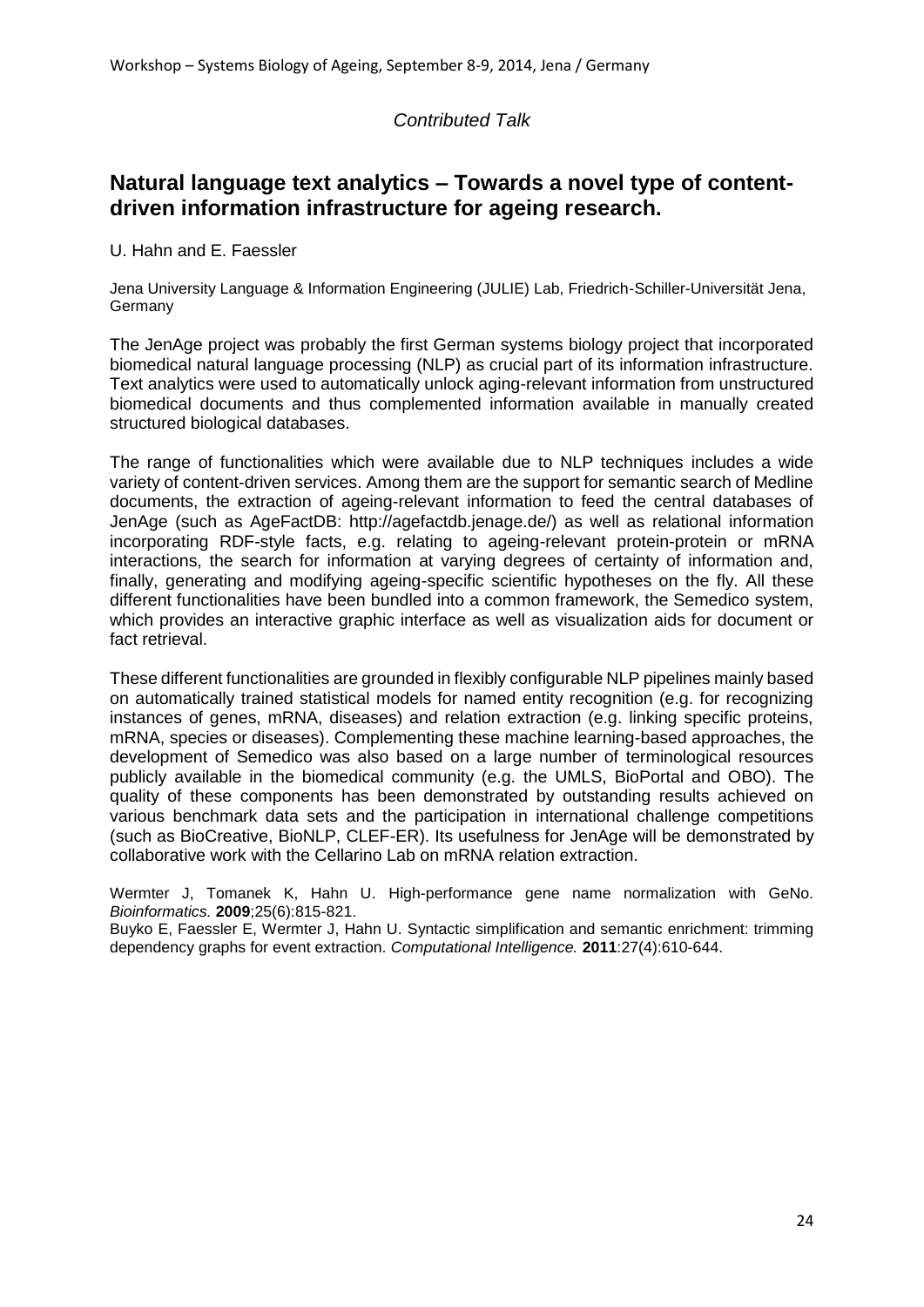*Contributed Talk*

## Natural language text analytics – Towards a novel type of content-driven information infrastructure for ageing research.

U. Hahn and E. Faessler

Jena University Language & Information Engineering (JULIE) Lab, Friedrich-Schiller-Universität Jena, Germany

The JenAge project was probably the first German systems biology project that incorporated biomedical natural language processing (NLP) as crucial part of its information infrastructure. Text analytics were used to automatically unlock aging-relevant information from unstructured biomedical documents and thus complemented information available in manually created structured biological databases.

The range of functionalities which were available due to NLP techniques includes a wide variety of content-driven services. Among them are the support for semantic search of Medline documents, the extraction of ageing-relevant information to feed the central databases of JenAge (such as AgeFactDB: http://agefactdb.jenage.de/) as well as relational information incorporating RDF-style facts, e.g. relating to ageing-relevant protein-protein or mRNA interactions, the search for information at varying degrees of certainty of information and, finally, generating and modifying ageing-specific scientific hypotheses on the fly. All these different functionalities have been bundled into a common framework, the Semedico system, which provides an interactive graphic interface as well as visualization aids for document or fact retrieval.

These different functionalities are grounded in flexibly configurable NLP pipelines mainly based on automatically trained statistical models for named entity recognition (e.g. for recognizing instances of genes, mRNA, diseases) and relation extraction (e.g. linking specific proteins, mRNA, species or diseases). Complementing these machine learning-based approaches, the development of Semedico was also based on a large number of terminological resources publicly available in the biomedical community (e.g. the UMLS, BioPortal and OBO). The quality of these components has been demonstrated by outstanding results achieved on various benchmark data sets and the participation in international challenge competitions (such as BioCreative, BioNLP, CLEF-ER). Its usefulness for JenAge will be demonstrated by collaborative work with the Cellarino Lab on mRNA relation extraction.

Wermter J, Tomanek K, Hahn U. High-performance gene name normalization with GeNo. *Bioinformatics.* **2009**;25(6):815-821.

Buyko E, Faessler E, Wermter J, Hahn U. Syntactic simplification and semantic enrichment: trimming dependency graphs for event extraction. *Computational Intelligence.* **2011**:27(4):610-644.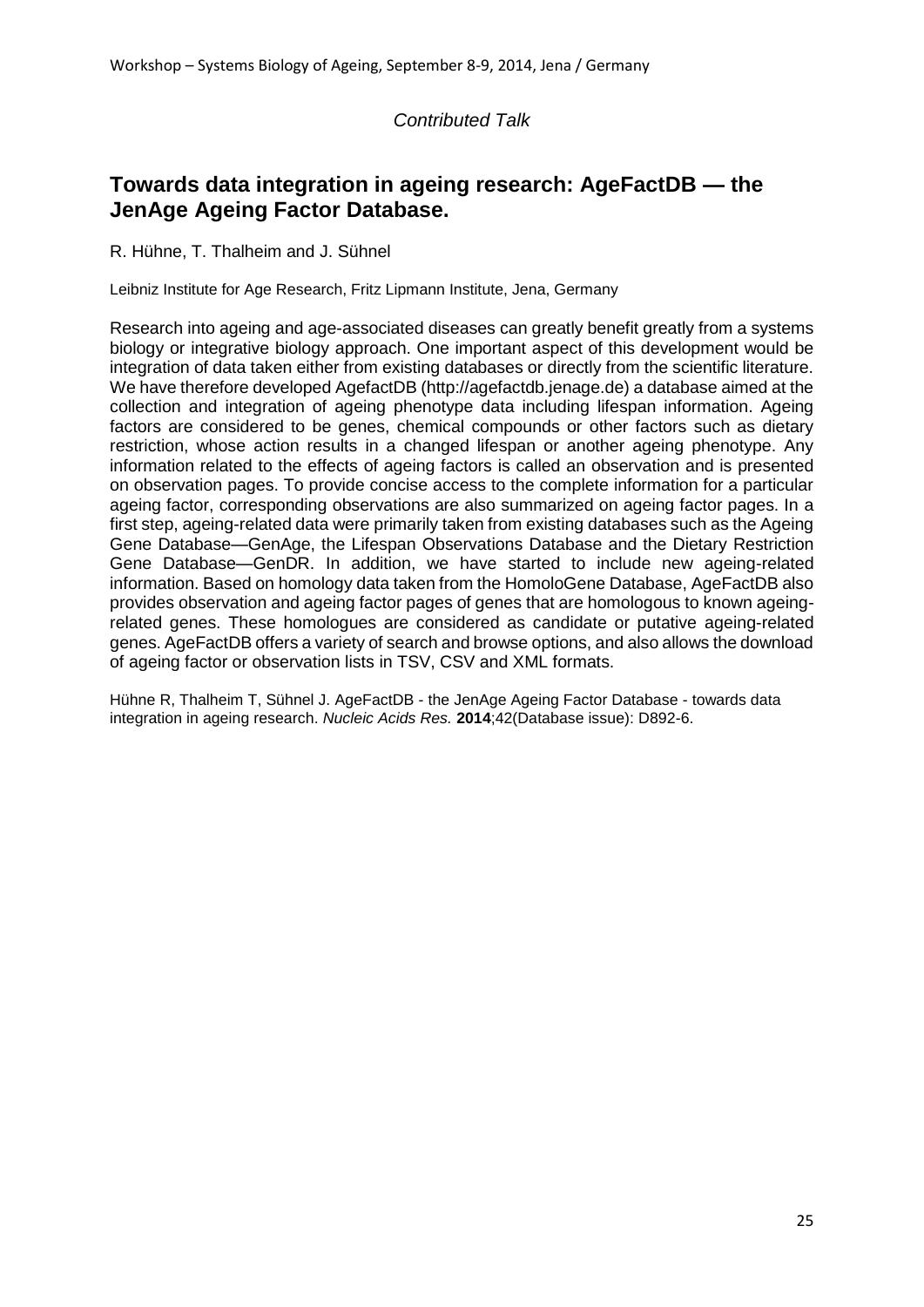*Contributed Talk*

## Towards data integration in ageing research: AgeFactDB — the JenAge Ageing Factor Database.

R. Hühne, T. Thalheim and J. Sühnel

Leibniz Institute for Age Research, Fritz Lipmann Institute, Jena, Germany

Research into ageing and age-associated diseases can greatly benefit greatly from a systems biology or integrative biology approach. One important aspect of this development would be integration of data taken either from existing databases or directly from the scientific literature. We have therefore developed AgefactDB (http://agefactdb.jenage.de) a database aimed at the collection and integration of ageing phenotype data including lifespan information. Ageing factors are considered to be genes, chemical compounds or other factors such as dietary restriction, whose action results in a changed lifespan or another ageing phenotype. Any information related to the effects of ageing factors is called an observation and is presented on observation pages. To provide concise access to the complete information for a particular ageing factor, corresponding observations are also summarized on ageing factor pages. In a first step, ageing-related data were primarily taken from existing databases such as the Ageing Gene Database—GenAge, the Lifespan Observations Database and the Dietary Restriction Gene Database—GenDR. In addition, we have started to include new ageing-related information. Based on homology data taken from the HomoloGene Database, AgeFactDB also provides observation and ageing factor pages of genes that are homologous to known ageing-related genes. These homologues are considered as candidate or putative ageing-related genes. AgeFactDB offers a variety of search and browse options, and also allows the download of ageing factor or observation lists in TSV, CSV and XML formats.

Hühne R, Thalheim T, Sühnel J. AgeFactDB - the JenAge Ageing Factor Database - towards data integration in ageing research. *Nucleic Acids Res.* **2014**;42(Database issue): D892-6.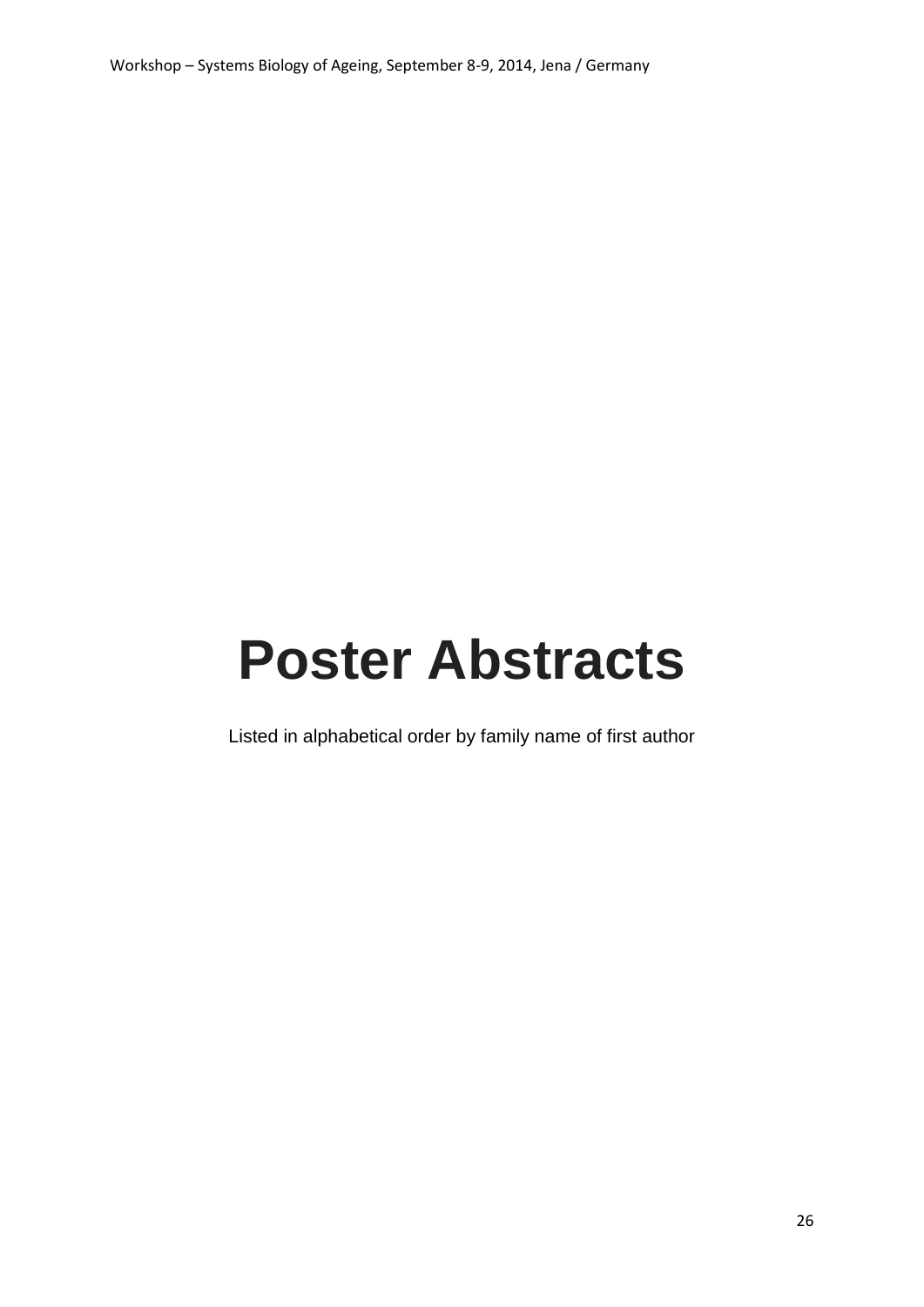# Poster Abstracts

Listed in alphabetical order by family name of first author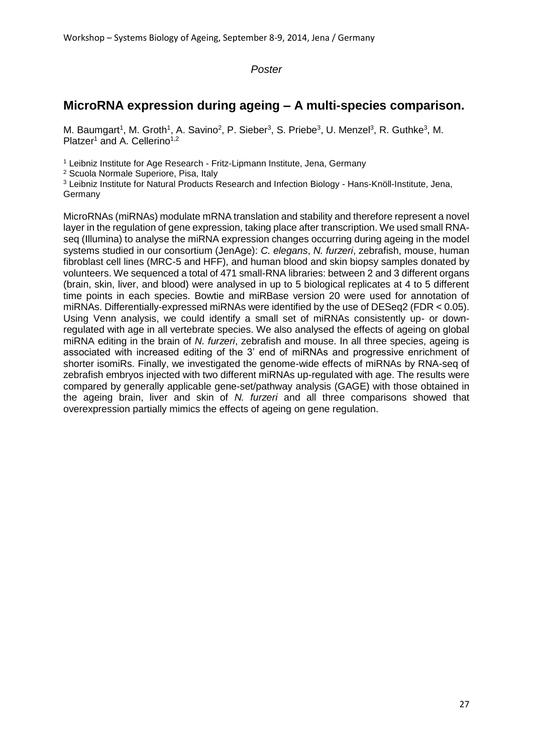*Poster*

## MicroRNA expression during ageing – A multi-species comparison.

M. Baumgart[1], M. Groth[1], A. Savino[2], P. Sieber[3], S. Priebe[3], U. Menzel[3], R. Guthke[3], M. Platzer[1] and A. Cellerino[1,2]

[1] Leibniz Institute for Age Research - Fritz-Lipmann Institute, Jena, Germany

[2] Scuola Normale Superiore, Pisa, Italy

[3] Leibniz Institute for Natural Products Research and Infection Biology - Hans-Knöll-Institute, Jena, Germany

MicroRNAs (miRNAs) modulate mRNA translation and stability and therefore represent a novel layer in the regulation of gene expression, taking place after transcription. We used small RNA-seq (Illumina) to analyse the miRNA expression changes occurring during ageing in the model systems studied in our consortium (JenAge): *C. elegans*, *N. furzeri*, zebrafish, mouse, human fibroblast cell lines (MRC-5 and HFF), and human blood and skin biopsy samples donated by volunteers. We sequenced a total of 471 small-RNA libraries: between 2 and 3 different organs (brain, skin, liver, and blood) were analysed in up to 5 biological replicates at 4 to 5 different time points in each species. Bowtie and miRBase version 20 were used for annotation of miRNAs. Differentially-expressed miRNAs were identified by the use of DESeq2 (FDR < 0.05). Using Venn analysis, we could identify a small set of miRNAs consistently up- or down-regulated with age in all vertebrate species. We also analysed the effects of ageing on global miRNA editing in the brain of *N. furzeri*, zebrafish and mouse. In all three species, ageing is associated with increased editing of the 3' end of miRNAs and progressive enrichment of shorter isomiRs. Finally, we investigated the genome-wide effects of miRNAs by RNA-seq of zebrafish embryos injected with two different miRNAs up-regulated with age. The results were compared by generally applicable gene-set/pathway analysis (GAGE) with those obtained in the ageing brain, liver and skin of *N. furzeri* and all three comparisons showed that overexpression partially mimics the effects of ageing on gene regulation.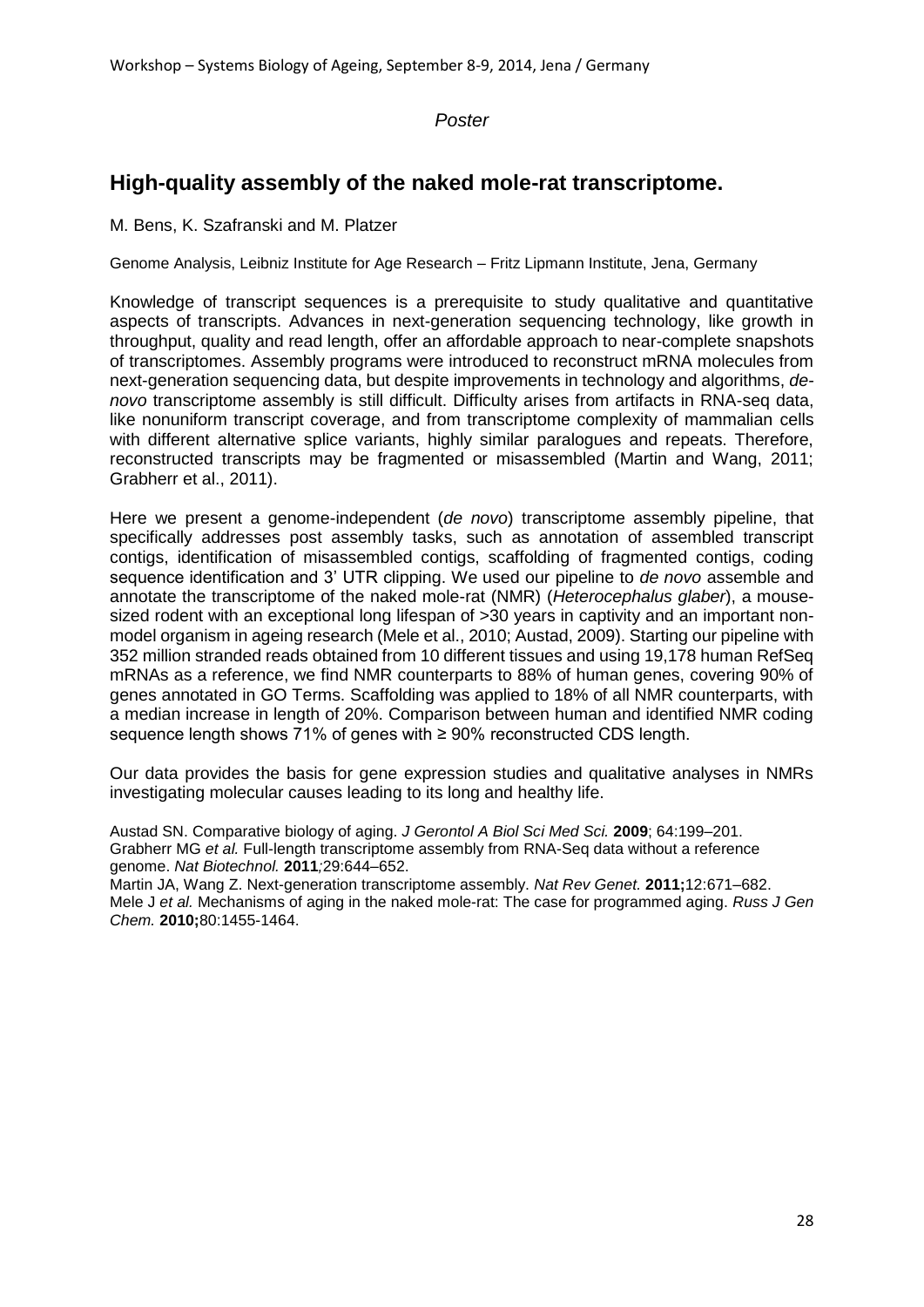*Poster*

## High-quality assembly of the naked mole-rat transcriptome.

M. Bens, K. Szafranski and M. Platzer

Genome Analysis, Leibniz Institute for Age Research – Fritz Lipmann Institute, Jena, Germany

Knowledge of transcript sequences is a prerequisite to study qualitative and quantitative aspects of transcripts. Advances in next-generation sequencing technology, like growth in throughput, quality and read length, offer an affordable approach to near-complete snapshots of transcriptomes. Assembly programs were introduced to reconstruct mRNA molecules from next-generation sequencing data, but despite improvements in technology and algorithms, *de-novo* transcriptome assembly is still difficult. Difficulty arises from artifacts in RNA-seq data, like nonuniform transcript coverage, and from transcriptome complexity of mammalian cells with different alternative splice variants, highly similar paralogues and repeats. Therefore, reconstructed transcripts may be fragmented or misassembled (Martin and Wang, 2011; Grabherr et al., 2011).

Here we present a genome-independent (*de novo*) transcriptome assembly pipeline, that specifically addresses post assembly tasks, such as annotation of assembled transcript contigs, identification of misassembled contigs, scaffolding of fragmented contigs, coding sequence identification and 3' UTR clipping. We used our pipeline to *de novo* assemble and annotate the transcriptome of the naked mole-rat (NMR) (*Heterocephalus glaber*), a mouse-sized rodent with an exceptional long lifespan of >30 years in captivity and an important non-model organism in ageing research (Mele et al., 2010; Austad, 2009). Starting our pipeline with 352 million stranded reads obtained from 10 different tissues and using 19,178 human RefSeq mRNAs as a reference, we find NMR counterparts to 88% of human genes, covering 90% of genes annotated in GO Terms. Scaffolding was applied to 18% of all NMR counterparts, with a median increase in length of 20%. Comparison between human and identified NMR coding sequence length shows 71% of genes with ≥ 90% reconstructed CDS length.

Our data provides the basis for gene expression studies and qualitative analyses in NMRs investigating molecular causes leading to its long and healthy life.

Austad SN. Comparative biology of aging. *J Gerontol A Biol Sci Med Sci.* **2009**; 64:199–201.
Grabherr MG *et al.* Full-length transcriptome assembly from RNA-Seq data without a reference genome. *Nat Biotechnol.* **2011**;29:644–652.
Martin JA, Wang Z. Next-generation transcriptome assembly. *Nat Rev Genet.* **2011;**12:671–682.
Mele J *et al.* Mechanisms of aging in the naked mole-rat: The case for programmed aging. *Russ J Gen Chem.* **2010;**80:1455-1464.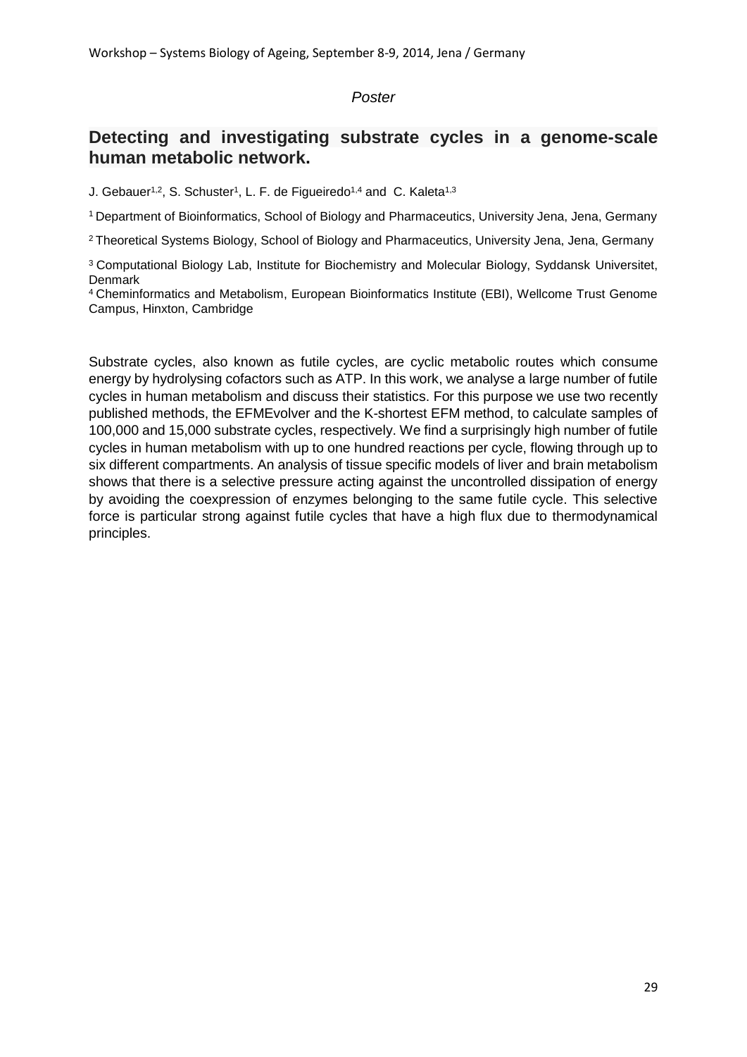*Poster*

## Detecting and investigating substrate cycles in a genome-scale human metabolic network.

J. Gebauer[1,2], S. Schuster[1], L. F. de Figueiredo[1,4] and C. Kaleta[1,3]

[1] Department of Bioinformatics, School of Biology and Pharmaceutics, University Jena, Jena, Germany

[2] Theoretical Systems Biology, School of Biology and Pharmaceutics, University Jena, Jena, Germany

[3] Computational Biology Lab, Institute for Biochemistry and Molecular Biology, Syddansk Universitet, Denmark

[4] Cheminformatics and Metabolism, European Bioinformatics Institute (EBI), Wellcome Trust Genome Campus, Hinxton, Cambridge

Substrate cycles, also known as futile cycles, are cyclic metabolic routes which consume energy by hydrolysing cofactors such as ATP. In this work, we analyse a large number of futile cycles in human metabolism and discuss their statistics. For this purpose we use two recently published methods, the EFMEvolver and the K-shortest EFM method, to calculate samples of 100,000 and 15,000 substrate cycles, respectively. We find a surprisingly high number of futile cycles in human metabolism with up to one hundred reactions per cycle, flowing through up to six different compartments. An analysis of tissue specific models of liver and brain metabolism shows that there is a selective pressure acting against the uncontrolled dissipation of energy by avoiding the coexpression of enzymes belonging to the same futile cycle. This selective force is particular strong against futile cycles that have a high flux due to thermodynamical principles.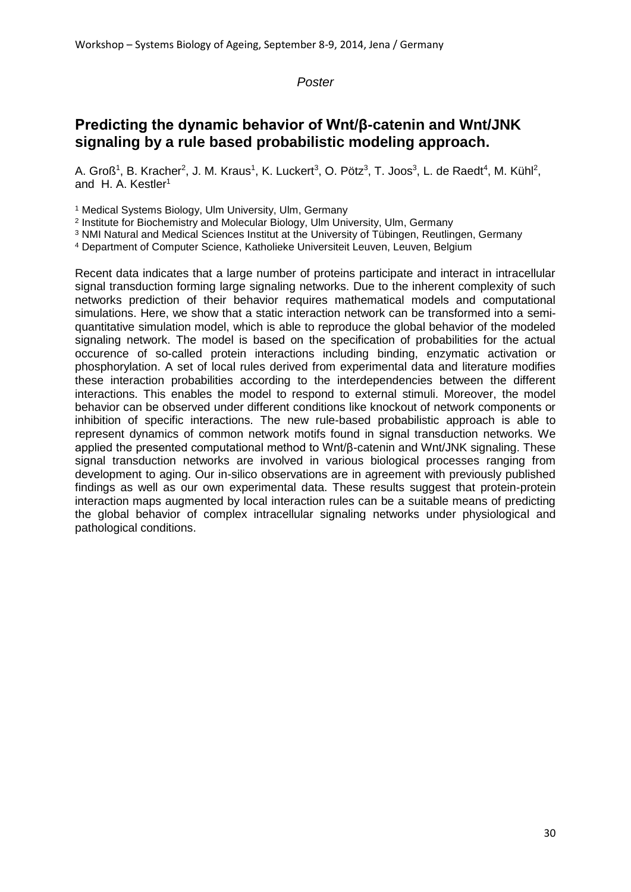*Poster*

## Predicting the dynamic behavior of Wnt/β-catenin and Wnt/JNK signaling by a rule based probabilistic modeling approach.

A. Groß[1], B. Kracher[2], J. M. Kraus[1], K. Luckert[3], O. Pötz[3], T. Joos[3], L. de Raedt[4], M. Kühl[2], and H. A. Kestler[1]

[1] Medical Systems Biology, Ulm University, Ulm, Germany
[2] Institute for Biochemistry and Molecular Biology, Ulm University, Ulm, Germany
[3] NMI Natural and Medical Sciences Institut at the University of Tübingen, Reutlingen, Germany
[4] Department of Computer Science, Katholieke Universiteit Leuven, Leuven, Belgium

Recent data indicates that a large number of proteins participate and interact in intracellular signal transduction forming large signaling networks. Due to the inherent complexity of such networks prediction of their behavior requires mathematical models and computational simulations. Here, we show that a static interaction network can be transformed into a semi-quantitative simulation model, which is able to reproduce the global behavior of the modeled signaling network. The model is based on the specification of probabilities for the actual occurence of so-called protein interactions including binding, enzymatic activation or phosphorylation. A set of local rules derived from experimental data and literature modifies these interaction probabilities according to the interdependencies between the different interactions. This enables the model to respond to external stimuli. Moreover, the model behavior can be observed under different conditions like knockout of network components or inhibition of specific interactions. The new rule-based probabilistic approach is able to represent dynamics of common network motifs found in signal transduction networks. We applied the presented computational method to Wnt/β-catenin and Wnt/JNK signaling. These signal transduction networks are involved in various biological processes ranging from development to aging. Our in-silico observations are in agreement with previously published findings as well as our own experimental data. These results suggest that protein-protein interaction maps augmented by local interaction rules can be a suitable means of predicting the global behavior of complex intracellular signaling networks under physiological and pathological conditions.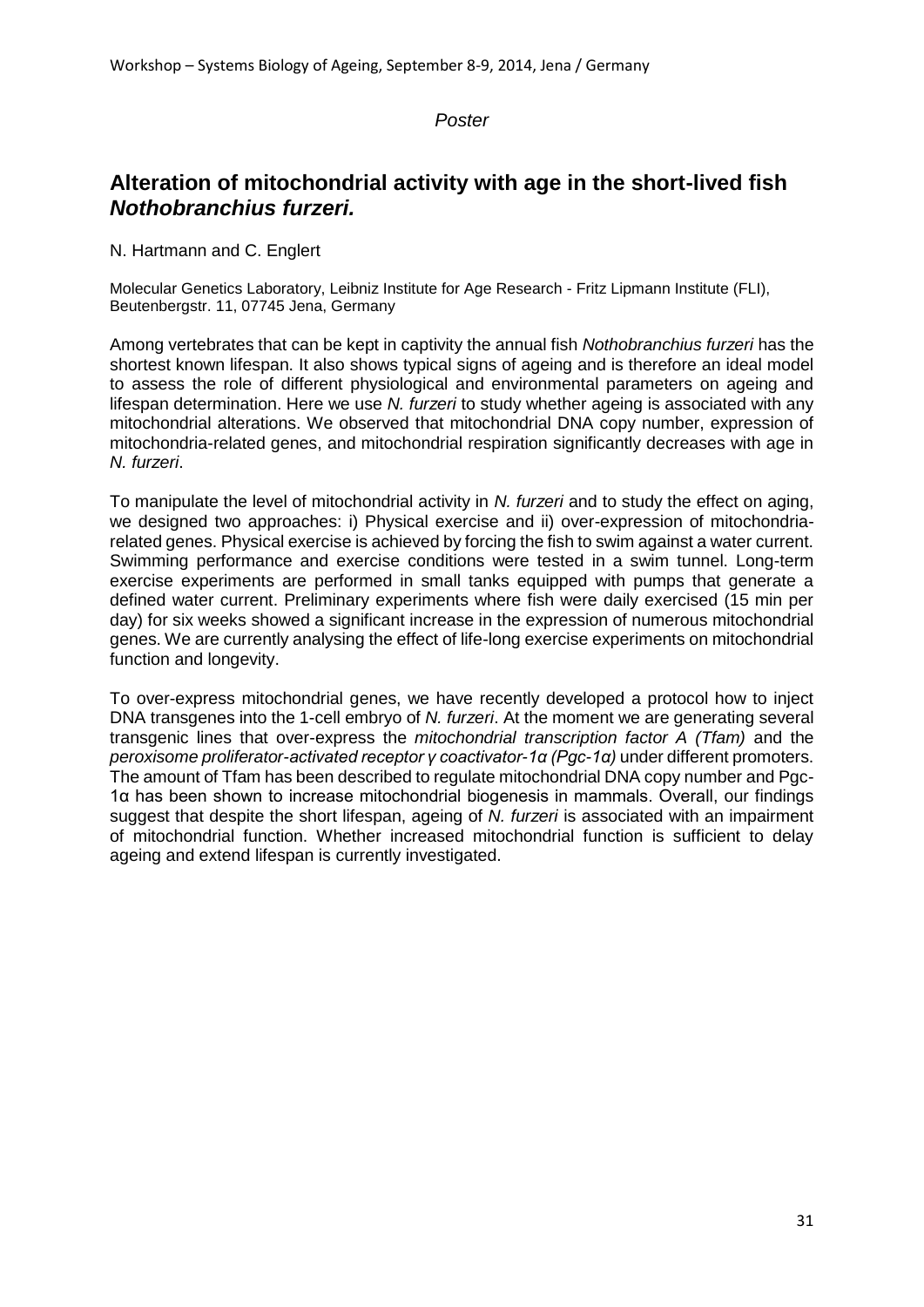*Poster*

## Alteration of mitochondrial activity with age in the short-lived fish *Nothobranchius furzeri.*

N. Hartmann and C. Englert

Molecular Genetics Laboratory, Leibniz Institute for Age Research - Fritz Lipmann Institute (FLI), Beutenbergstr. 11, 07745 Jena, Germany

Among vertebrates that can be kept in captivity the annual fish *Nothobranchius furzeri* has the shortest known lifespan. It also shows typical signs of ageing and is therefore an ideal model to assess the role of different physiological and environmental parameters on ageing and lifespan determination. Here we use *N. furzeri* to study whether ageing is associated with any mitochondrial alterations. We observed that mitochondrial DNA copy number, expression of mitochondria-related genes, and mitochondrial respiration significantly decreases with age in *N. furzeri*.

To manipulate the level of mitochondrial activity in *N. furzeri* and to study the effect on aging, we designed two approaches: i) Physical exercise and ii) over-expression of mitochondria-related genes. Physical exercise is achieved by forcing the fish to swim against a water current. Swimming performance and exercise conditions were tested in a swim tunnel. Long-term exercise experiments are performed in small tanks equipped with pumps that generate a defined water current. Preliminary experiments where fish were daily exercised (15 min per day) for six weeks showed a significant increase in the expression of numerous mitochondrial genes. We are currently analysing the effect of life-long exercise experiments on mitochondrial function and longevity.

To over-express mitochondrial genes, we have recently developed a protocol how to inject DNA transgenes into the 1-cell embryo of *N. furzeri*. At the moment we are generating several transgenic lines that over-express the *mitochondrial transcription factor A (Tfam)* and the *peroxisome proliferator-activated receptor γ coactivator-1α (Pgc-1α)* under different promoters. The amount of Tfam has been described to regulate mitochondrial DNA copy number and Pgc-1α has been shown to increase mitochondrial biogenesis in mammals. Overall, our findings suggest that despite the short lifespan, ageing of *N. furzeri* is associated with an impairment of mitochondrial function. Whether increased mitochondrial function is sufficient to delay ageing and extend lifespan is currently investigated.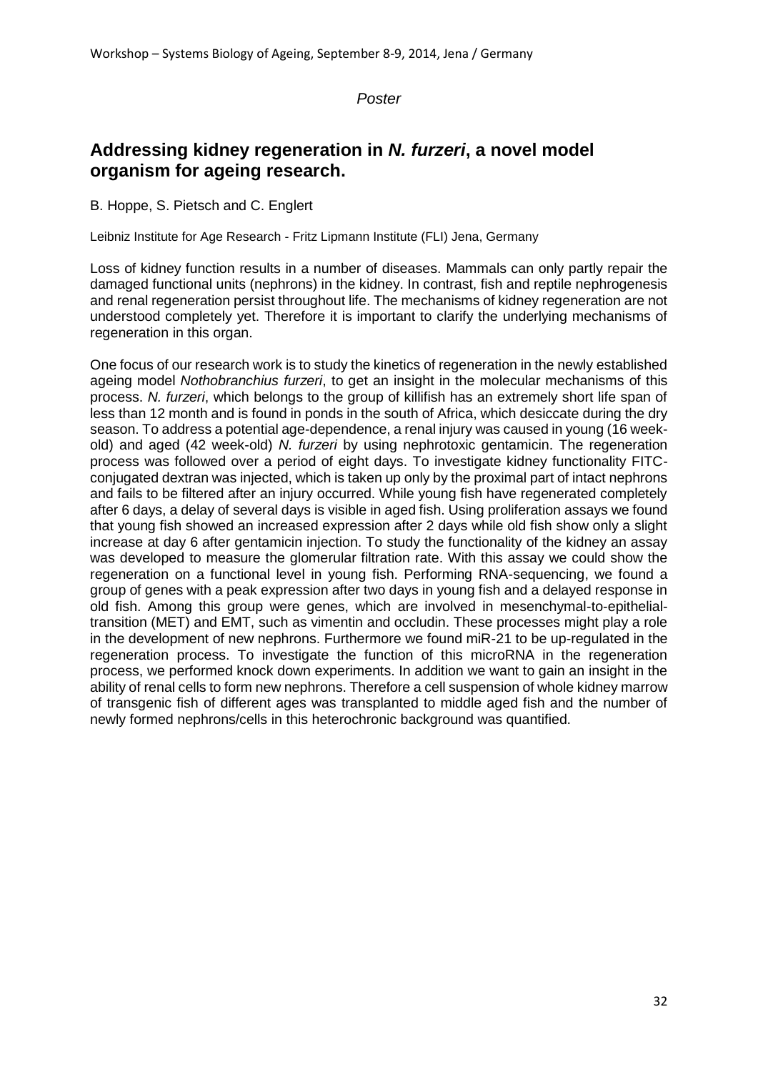*Poster*

## Addressing kidney regeneration in *N. furzeri*, a novel model organism for ageing research.

B. Hoppe, S. Pietsch and C. Englert

Leibniz Institute for Age Research - Fritz Lipmann Institute (FLI) Jena, Germany

Loss of kidney function results in a number of diseases. Mammals can only partly repair the damaged functional units (nephrons) in the kidney. In contrast, fish and reptile nephrogenesis and renal regeneration persist throughout life. The mechanisms of kidney regeneration are not understood completely yet. Therefore it is important to clarify the underlying mechanisms of regeneration in this organ.

One focus of our research work is to study the kinetics of regeneration in the newly established ageing model *Nothobranchius furzeri*, to get an insight in the molecular mechanisms of this process. *N. furzeri*, which belongs to the group of killifish has an extremely short life span of less than 12 month and is found in ponds in the south of Africa, which desiccate during the dry season. To address a potential age-dependence, a renal injury was caused in young (16 week-old) and aged (42 week-old) *N. furzeri* by using nephrotoxic gentamicin. The regeneration process was followed over a period of eight days. To investigate kidney functionality FITC-conjugated dextran was injected, which is taken up only by the proximal part of intact nephrons and fails to be filtered after an injury occurred. While young fish have regenerated completely after 6 days, a delay of several days is visible in aged fish. Using proliferation assays we found that young fish showed an increased expression after 2 days while old fish show only a slight increase at day 6 after gentamicin injection. To study the functionality of the kidney an assay was developed to measure the glomerular filtration rate. With this assay we could show the regeneration on a functional level in young fish. Performing RNA-sequencing, we found a group of genes with a peak expression after two days in young fish and a delayed response in old fish. Among this group were genes, which are involved in mesenchymal-to-epithelial-transition (MET) and EMT, such as vimentin and occludin. These processes might play a role in the development of new nephrons. Furthermore we found miR-21 to be up-regulated in the regeneration process. To investigate the function of this microRNA in the regeneration process, we performed knock down experiments. In addition we want to gain an insight in the ability of renal cells to form new nephrons. Therefore a cell suspension of whole kidney marrow of transgenic fish of different ages was transplanted to middle aged fish and the number of newly formed nephrons/cells in this heterochronic background was quantified.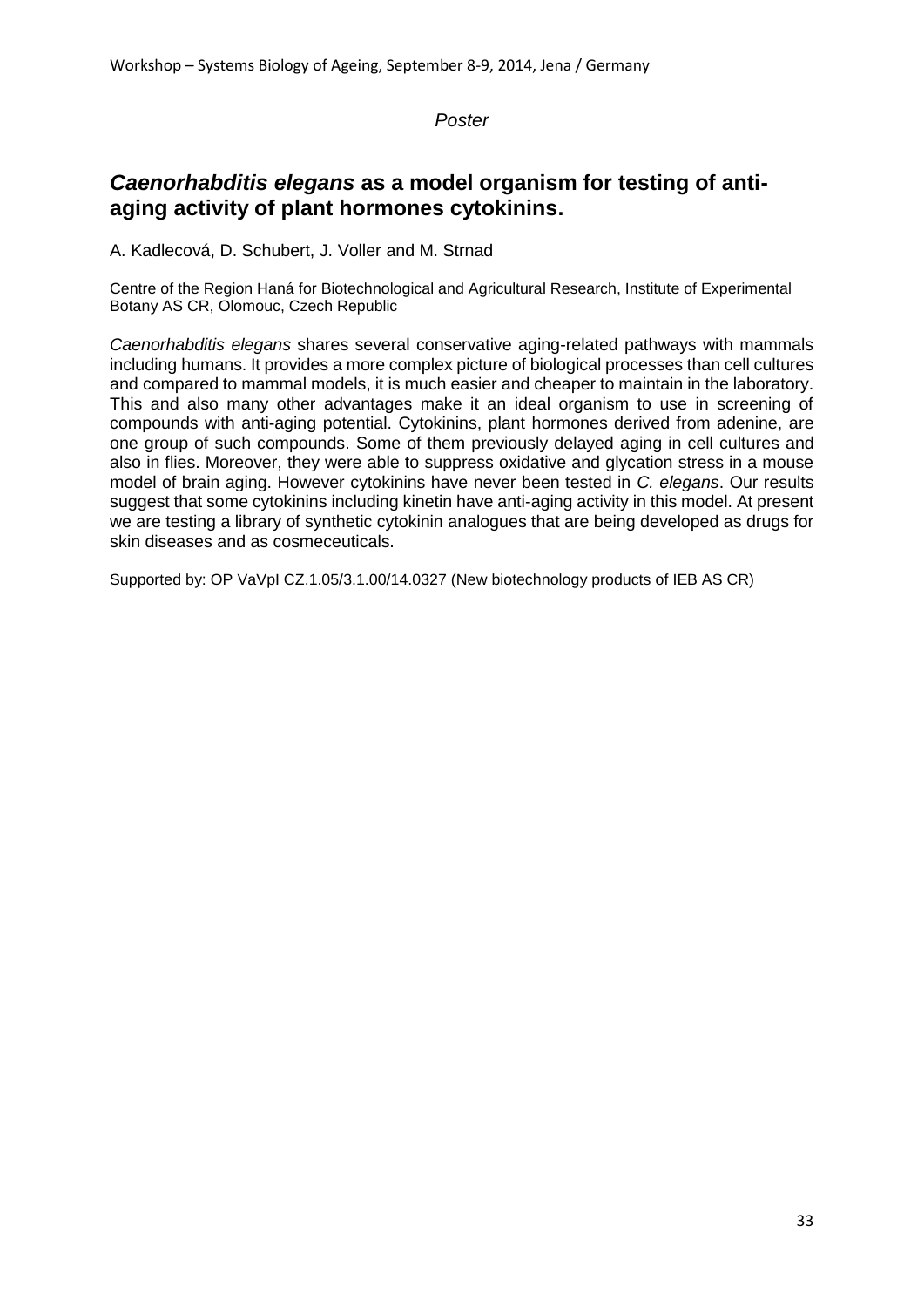*Poster*

## ***Caenorhabditis elegans*** **as a model organism for testing of anti-aging activity of plant hormones cytokinins.**

A. Kadlecová, D. Schubert, J. Voller and M. Strnad

Centre of the Region Haná for Biotechnological and Agricultural Research, Institute of Experimental Botany AS CR, Olomouc, Czech Republic

*Caenorhabditis elegans* shares several conservative aging-related pathways with mammals including humans. It provides a more complex picture of biological processes than cell cultures and compared to mammal models, it is much easier and cheaper to maintain in the laboratory. This and also many other advantages make it an ideal organism to use in screening of compounds with anti-aging potential. Cytokinins, plant hormones derived from adenine, are one group of such compounds. Some of them previously delayed aging in cell cultures and also in flies. Moreover, they were able to suppress oxidative and glycation stress in a mouse model of brain aging. However cytokinins have never been tested in *C. elegans*. Our results suggest that some cytokinins including kinetin have anti-aging activity in this model. At present we are testing a library of synthetic cytokinin analogues that are being developed as drugs for skin diseases and as cosmeceuticals.

Supported by: OP VaVpI CZ.1.05/3.1.00/14.0327 (New biotechnology products of IEB AS CR)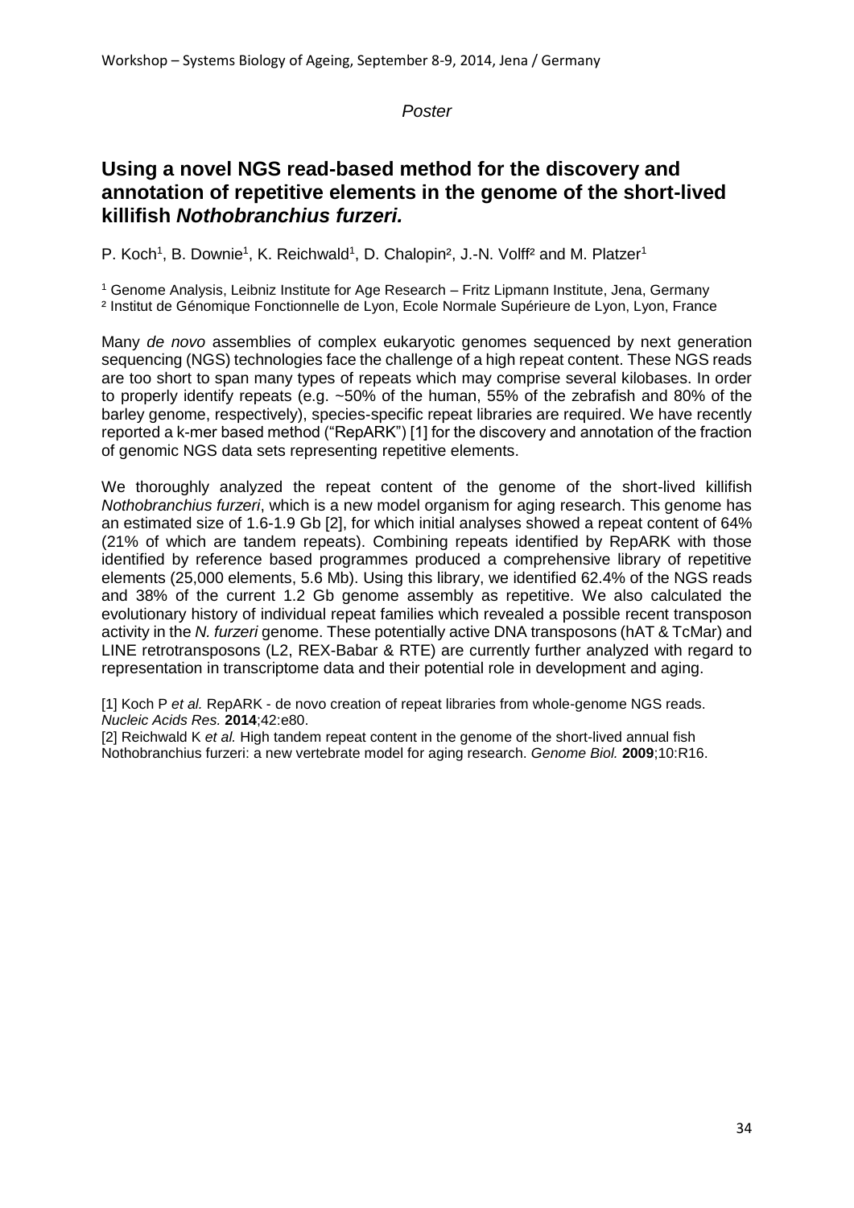*Poster*

## Using a novel NGS read-based method for the discovery and annotation of repetitive elements in the genome of the short-lived killifish *Nothobranchius furzeri.*

P. Koch[1], B. Downie[1], K. Reichwald[1], D. Chalopin[2], J.-N. Volff[2] and M. Platzer[1]

[1] Genome Analysis, Leibniz Institute for Age Research – Fritz Lipmann Institute, Jena, Germany
[2] Institut de Génomique Fonctionnelle de Lyon, Ecole Normale Supérieure de Lyon, Lyon, France

Many *de novo* assemblies of complex eukaryotic genomes sequenced by next generation sequencing (NGS) technologies face the challenge of a high repeat content. These NGS reads are too short to span many types of repeats which may comprise several kilobases. In order to properly identify repeats (e.g. ~50% of the human, 55% of the zebrafish and 80% of the barley genome, respectively), species-specific repeat libraries are required. We have recently reported a k-mer based method ("RepARK") [1] for the discovery and annotation of the fraction of genomic NGS data sets representing repetitive elements.

We thoroughly analyzed the repeat content of the genome of the short-lived killifish *Nothobranchius furzeri*, which is a new model organism for aging research. This genome has an estimated size of 1.6-1.9 Gb [2], for which initial analyses showed a repeat content of 64% (21% of which are tandem repeats). Combining repeats identified by RepARK with those identified by reference based programmes produced a comprehensive library of repetitive elements (25,000 elements, 5.6 Mb). Using this library, we identified 62.4% of the NGS reads and 38% of the current 1.2 Gb genome assembly as repetitive. We also calculated the evolutionary history of individual repeat families which revealed a possible recent transposon activity in the *N. furzeri* genome. These potentially active DNA transposons (hAT & TcMar) and LINE retrotransposons (L2, REX-Babar & RTE) are currently further analyzed with regard to representation in transcriptome data and their potential role in development and aging.

[1] Koch P *et al.* RepARK - de novo creation of repeat libraries from whole-genome NGS reads. *Nucleic Acids Res.* **2014**;42:e80.
[2] Reichwald K *et al.* High tandem repeat content in the genome of the short-lived annual fish Nothobranchius furzeri: a new vertebrate model for aging research. *Genome Biol.* **2009**;10:R16.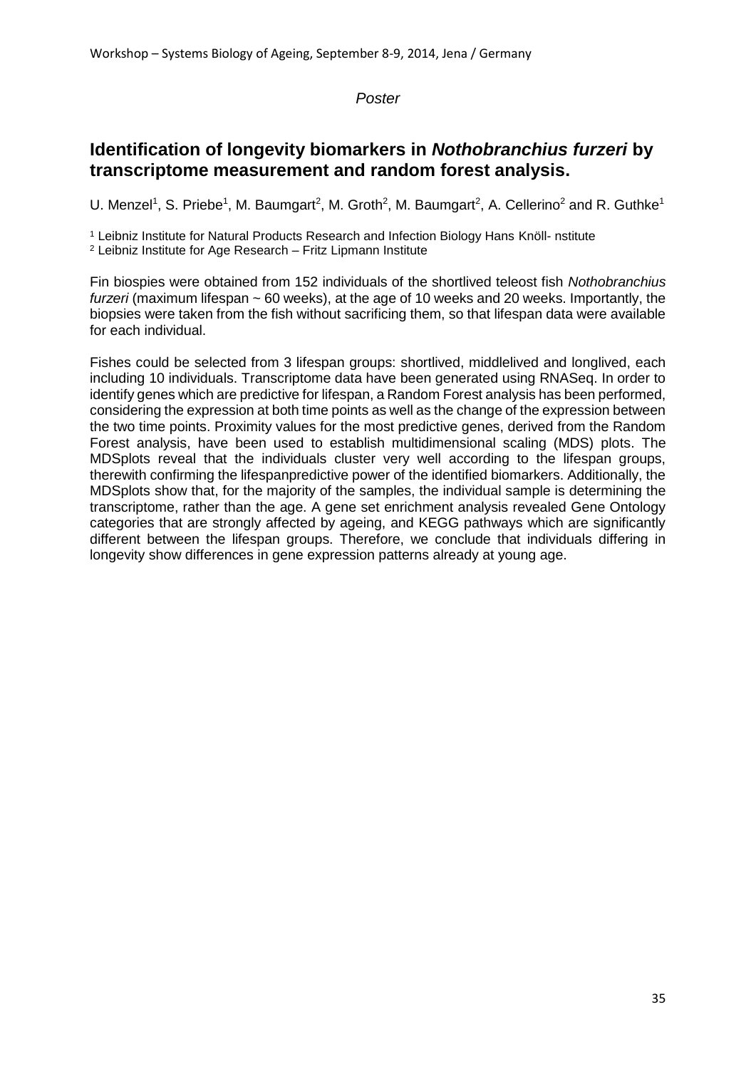*Poster*

## Identification of longevity biomarkers in *Nothobranchius furzeri* by transcriptome measurement and random forest analysis.

U. Menzel[1], S. Priebe[1], M. Baumgart[2], M. Groth[2], M. Baumgart[2], A. Cellerino[2] and R. Guthke[1]

[1] Leibniz Institute for Natural Products Research and Infection Biology Hans Knöll- nstitute
[2] Leibniz Institute for Age Research – Fritz Lipmann Institute

Fin biospies were obtained from 152 individuals of the shortlived teleost fish *Nothobranchius furzeri* (maximum lifespan ~ 60 weeks), at the age of 10 weeks and 20 weeks. Importantly, the biopsies were taken from the fish without sacrificing them, so that lifespan data were available for each individual.

Fishes could be selected from 3 lifespan groups: shortlived, middlelived and longlived, each including 10 individuals. Transcriptome data have been generated using RNASeq. In order to identify genes which are predictive for lifespan, a Random Forest analysis has been performed, considering the expression at both time points as well as the change of the expression between the two time points. Proximity values for the most predictive genes, derived from the Random Forest analysis, have been used to establish multidimensional scaling (MDS) plots. The MDSplots reveal that the individuals cluster very well according to the lifespan groups, therewith confirming the lifespanpredictive power of the identified biomarkers. Additionally, the MDSplots show that, for the majority of the samples, the individual sample is determining the transcriptome, rather than the age. A gene set enrichment analysis revealed Gene Ontology categories that are strongly affected by ageing, and KEGG pathways which are significantly different between the lifespan groups. Therefore, we conclude that individuals differing in longevity show differences in gene expression patterns already at young age.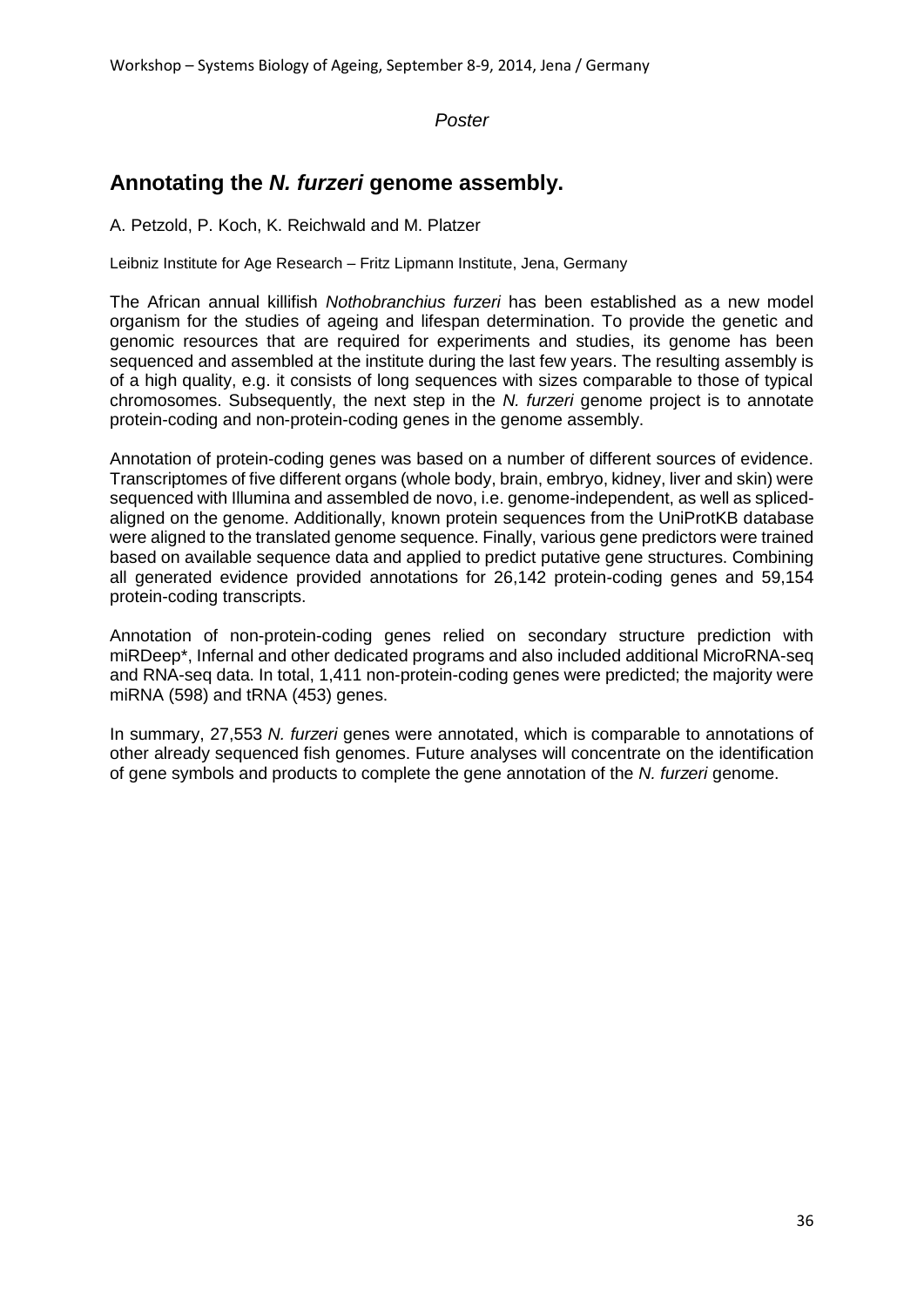*Poster*

## Annotating the *N. furzeri* genome assembly.

A. Petzold, P. Koch, K. Reichwald and M. Platzer

Leibniz Institute for Age Research – Fritz Lipmann Institute, Jena, Germany

The African annual killifish *Nothobranchius furzeri* has been established as a new model organism for the studies of ageing and lifespan determination. To provide the genetic and genomic resources that are required for experiments and studies, its genome has been sequenced and assembled at the institute during the last few years. The resulting assembly is of a high quality, e.g. it consists of long sequences with sizes comparable to those of typical chromosomes. Subsequently, the next step in the *N. furzeri* genome project is to annotate protein-coding and non-protein-coding genes in the genome assembly.

Annotation of protein-coding genes was based on a number of different sources of evidence. Transcriptomes of five different organs (whole body, brain, embryo, kidney, liver and skin) were sequenced with Illumina and assembled de novo, i.e. genome-independent, as well as spliced-aligned on the genome. Additionally, known protein sequences from the UniProtKB database were aligned to the translated genome sequence. Finally, various gene predictors were trained based on available sequence data and applied to predict putative gene structures. Combining all generated evidence provided annotations for 26,142 protein-coding genes and 59,154 protein-coding transcripts.

Annotation of non-protein-coding genes relied on secondary structure prediction with miRDeep*, Infernal and other dedicated programs and also included additional MicroRNA-seq and RNA-seq data. In total, 1,411 non-protein-coding genes were predicted; the majority were miRNA (598) and tRNA (453) genes.

In summary, 27,553 *N. furzeri* genes were annotated, which is comparable to annotations of other already sequenced fish genomes. Future analyses will concentrate on the identification of gene symbols and products to complete the gene annotation of the *N. furzeri* genome.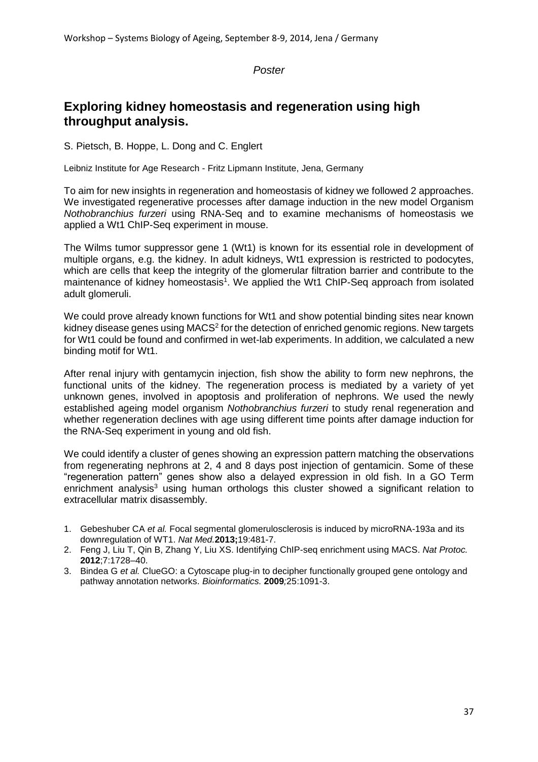*Poster*

# Exploring kidney homeostasis and regeneration using high throughput analysis.

S. Pietsch, B. Hoppe, L. Dong and C. Englert

Leibniz Institute for Age Research - Fritz Lipmann Institute, Jena, Germany

To aim for new insights in regeneration and homeostasis of kidney we followed 2 approaches. We investigated regenerative processes after damage induction in the new model Organism *Nothobranchius furzeri* using RNA-Seq and to examine mechanisms of homeostasis we applied a Wt1 ChIP-Seq experiment in mouse.

The Wilms tumor suppressor gene 1 (Wt1) is known for its essential role in development of multiple organs, e.g. the kidney. In adult kidneys, Wt1 expression is restricted to podocytes, which are cells that keep the integrity of the glomerular filtration barrier and contribute to the maintenance of kidney homeostasis[1]. We applied the Wt1 ChIP-Seq approach from isolated adult glomeruli.

We could prove already known functions for Wt1 and show potential binding sites near known kidney disease genes using MACS[2] for the detection of enriched genomic regions. New targets for Wt1 could be found and confirmed in wet-lab experiments. In addition, we calculated a new binding motif for Wt1.

After renal injury with gentamycin injection, fish show the ability to form new nephrons, the functional units of the kidney. The regeneration process is mediated by a variety of yet unknown genes, involved in apoptosis and proliferation of nephrons. We used the newly established ageing model organism *Nothobranchius furzeri* to study renal regeneration and whether regeneration declines with age using different time points after damage induction for the RNA-Seq experiment in young and old fish.

We could identify a cluster of genes showing an expression pattern matching the observations from regenerating nephrons at 2, 4 and 8 days post injection of gentamicin. Some of these "regeneration pattern" genes show also a delayed expression in old fish. In a GO Term enrichment analysis[3] using human orthologs this cluster showed a significant relation to extracellular matrix disassembly.

1. Gebeshuber CA *et al.* Focal segmental glomerulosclerosis is induced by microRNA-193a and its downregulation of WT1. *Nat Med.* **2013;**19:481-7.
2. Feng J, Liu T, Qin B, Zhang Y, Liu XS. Identifying ChIP-seq enrichment using MACS. *Nat Protoc.* **2012**;7:1728–40.
3. Bindea G *et al.* ClueGO: a Cytoscape plug-in to decipher functionally grouped gene ontology and pathway annotation networks. *Bioinformatics.* **2009**;25:1091-3.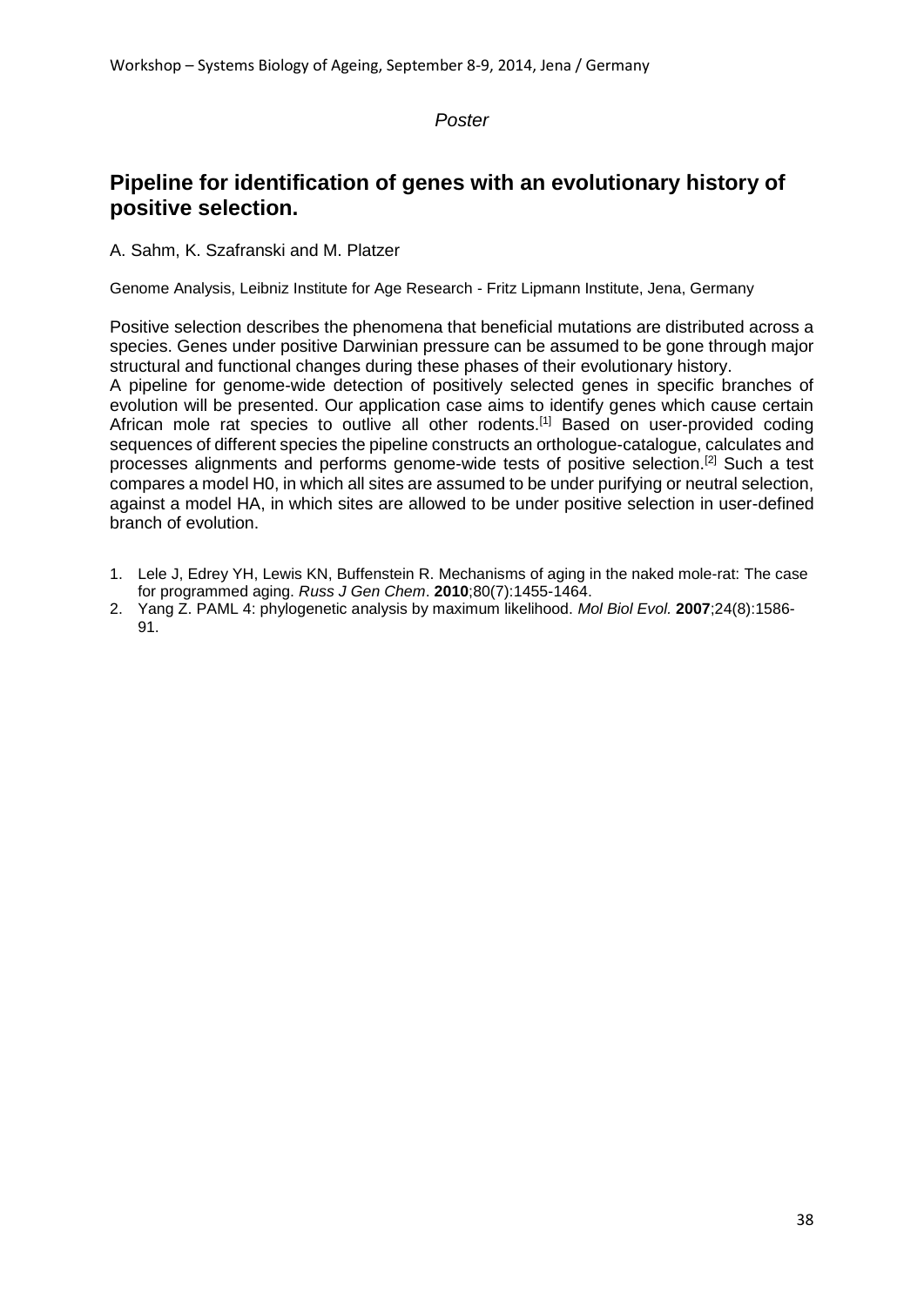*Poster*

## Pipeline for identification of genes with an evolutionary history of positive selection.

A. Sahm, K. Szafranski and M. Platzer

Genome Analysis, Leibniz Institute for Age Research - Fritz Lipmann Institute, Jena, Germany

Positive selection describes the phenomena that beneficial mutations are distributed across a species. Genes under positive Darwinian pressure can be assumed to be gone through major structural and functional changes during these phases of their evolutionary history.
A pipeline for genome-wide detection of positively selected genes in specific branches of evolution will be presented. Our application case aims to identify genes which cause certain African mole rat species to outlive all other rodents.[1] Based on user-provided coding sequences of different species the pipeline constructs an orthologue-catalogue, calculates and processes alignments and performs genome-wide tests of positive selection.[2] Such a test compares a model H0, in which all sites are assumed to be under purifying or neutral selection, against a model HA, in which sites are allowed to be under positive selection in user-defined branch of evolution.

1. Lele J, Edrey YH, Lewis KN, Buffenstein R. Mechanisms of aging in the naked mole-rat: The case for programmed aging. *Russ J Gen Chem*. **2010**;80(7):1455-1464.
2. Yang Z. PAML 4: phylogenetic analysis by maximum likelihood. *Mol Biol Evol.* **2007**;24(8):1586-91.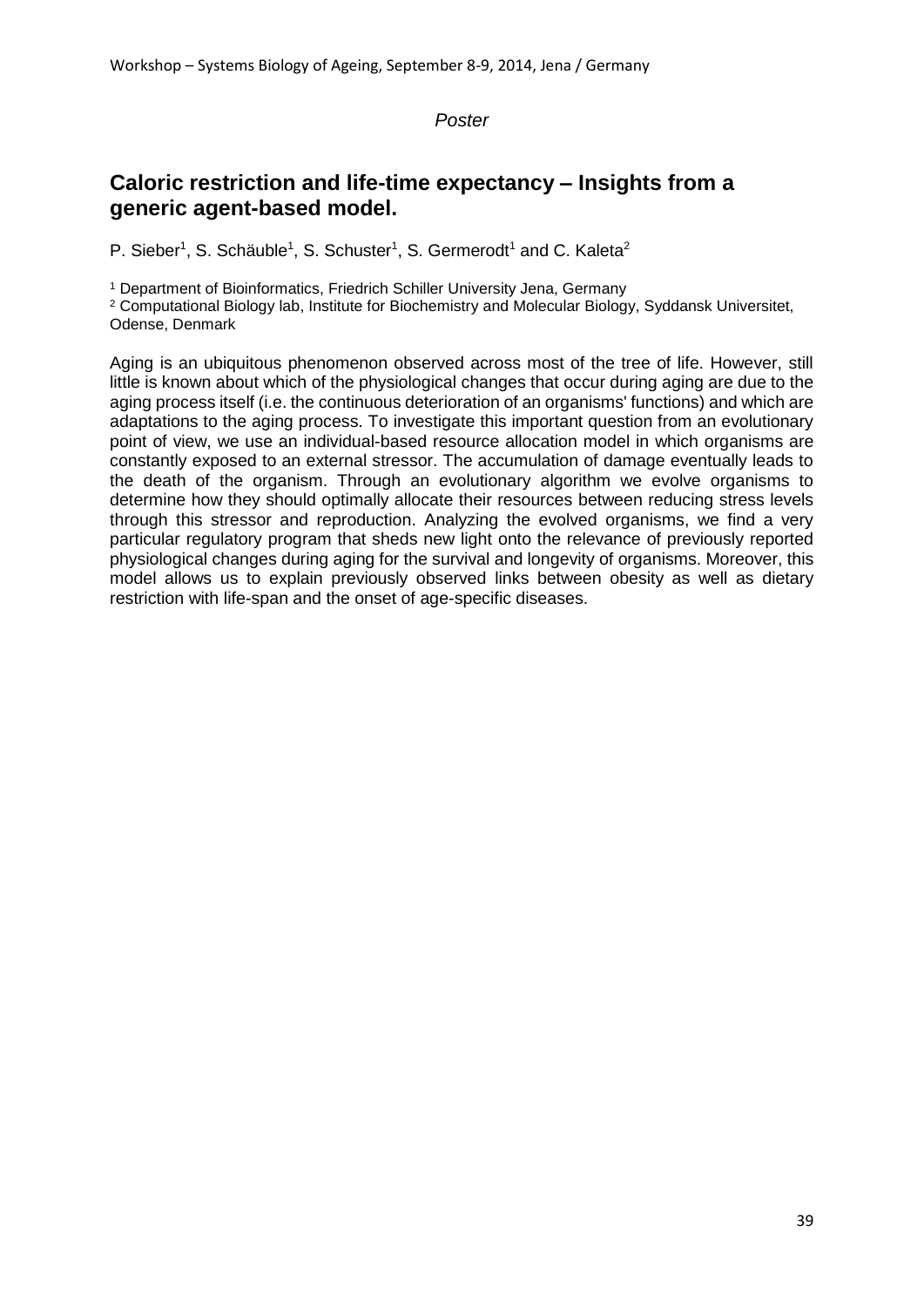*Poster*

## Caloric restriction and life-time expectancy – Insights from a generic agent-based model.

P. Sieber[1], S. Schäuble[1], S. Schuster[1], S. Germerodt[1] and C. Kaleta[2]

[1] Department of Bioinformatics, Friedrich Schiller University Jena, Germany
[2] Computational Biology lab, Institute for Biochemistry and Molecular Biology, Syddansk Universitet, Odense, Denmark

Aging is an ubiquitous phenomenon observed across most of the tree of life. However, still little is known about which of the physiological changes that occur during aging are due to the aging process itself (i.e. the continuous deterioration of an organisms' functions) and which are adaptations to the aging process. To investigate this important question from an evolutionary point of view, we use an individual-based resource allocation model in which organisms are constantly exposed to an external stressor. The accumulation of damage eventually leads to the death of the organism. Through an evolutionary algorithm we evolve organisms to determine how they should optimally allocate their resources between reducing stress levels through this stressor and reproduction. Analyzing the evolved organisms, we find a very particular regulatory program that sheds new light onto the relevance of previously reported physiological changes during aging for the survival and longevity of organisms. Moreover, this model allows us to explain previously observed links between obesity as well as dietary restriction with life-span and the onset of age-specific diseases.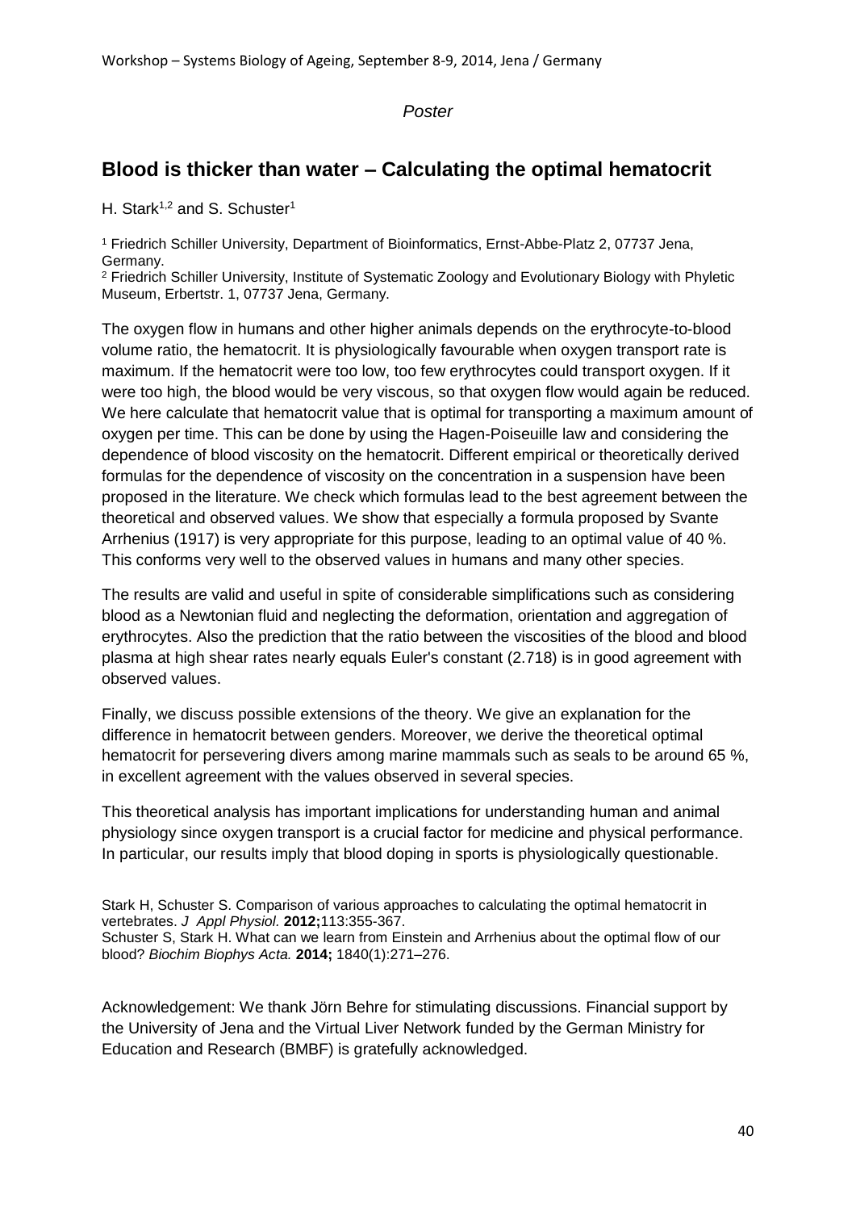*Poster*

## Blood is thicker than water – Calculating the optimal hematocrit

H. Stark[1,2] and S. Schuster[1]

[1] Friedrich Schiller University, Department of Bioinformatics, Ernst-Abbe-Platz 2, 07737 Jena, Germany.
[2] Friedrich Schiller University, Institute of Systematic Zoology and Evolutionary Biology with Phyletic Museum, Erbertstr. 1, 07737 Jena, Germany.

The oxygen flow in humans and other higher animals depends on the erythrocyte-to-blood volume ratio, the hematocrit. It is physiologically favourable when oxygen transport rate is maximum. If the hematocrit were too low, too few erythrocytes could transport oxygen. If it were too high, the blood would be very viscous, so that oxygen flow would again be reduced. We here calculate that hematocrit value that is optimal for transporting a maximum amount of oxygen per time. This can be done by using the Hagen-Poiseuille law and considering the dependence of blood viscosity on the hematocrit. Different empirical or theoretically derived formulas for the dependence of viscosity on the concentration in a suspension have been proposed in the literature. We check which formulas lead to the best agreement between the theoretical and observed values. We show that especially a formula proposed by Svante Arrhenius (1917) is very appropriate for this purpose, leading to an optimal value of 40 %. This conforms very well to the observed values in humans and many other species.

The results are valid and useful in spite of considerable simplifications such as considering blood as a Newtonian fluid and neglecting the deformation, orientation and aggregation of erythrocytes. Also the prediction that the ratio between the viscosities of the blood and blood plasma at high shear rates nearly equals Euler's constant (2.718) is in good agreement with observed values.

Finally, we discuss possible extensions of the theory. We give an explanation for the difference in hematocrit between genders. Moreover, we derive the theoretical optimal hematocrit for persevering divers among marine mammals such as seals to be around 65 %, in excellent agreement with the values observed in several species.

This theoretical analysis has important implications for understanding human and animal physiology since oxygen transport is a crucial factor for medicine and physical performance. In particular, our results imply that blood doping in sports is physiologically questionable.

Stark H, Schuster S. Comparison of various approaches to calculating the optimal hematocrit in vertebrates. *J Appl Physiol.* **2012;**113:355-367.
Schuster S, Stark H. What can we learn from Einstein and Arrhenius about the optimal flow of our blood? *Biochim Biophys Acta.* **2014;** 1840(1):271–276.

Acknowledgement: We thank Jörn Behre for stimulating discussions. Financial support by the University of Jena and the Virtual Liver Network funded by the German Ministry for Education and Research (BMBF) is gratefully acknowledged.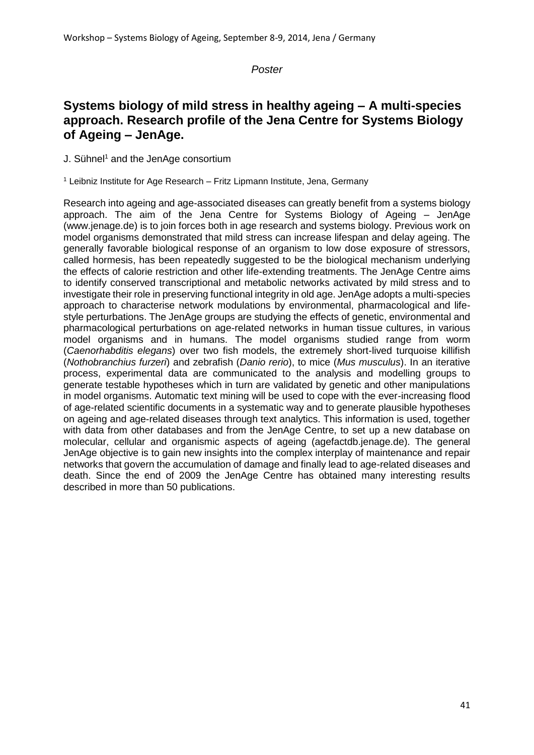*Poster*

## Systems biology of mild stress in healthy ageing – A multi-species approach. Research profile of the Jena Centre for Systems Biology of Ageing – JenAge.

J. Sühnel[1] and the JenAge consortium

[1] Leibniz Institute for Age Research – Fritz Lipmann Institute, Jena, Germany

Research into ageing and age-associated diseases can greatly benefit from a systems biology approach. The aim of the Jena Centre for Systems Biology of Ageing – JenAge (www.jenage.de) is to join forces both in age research and systems biology. Previous work on model organisms demonstrated that mild stress can increase lifespan and delay ageing. The generally favorable biological response of an organism to low dose exposure of stressors, called hormesis, has been repeatedly suggested to be the biological mechanism underlying the effects of calorie restriction and other life-extending treatments. The JenAge Centre aims to identify conserved transcriptional and metabolic networks activated by mild stress and to investigate their role in preserving functional integrity in old age. JenAge adopts a multi-species approach to characterise network modulations by environmental, pharmacological and life-style perturbations. The JenAge groups are studying the effects of genetic, environmental and pharmacological perturbations on age-related networks in human tissue cultures, in various model organisms and in humans. The model organisms studied range from worm (*Caenorhabditis elegans*) over two fish models, the extremely short-lived turquoise killifish (*Nothobranchius furzeri*) and zebrafish (*Danio rerio*), to mice (*Mus musculus*). In an iterative process, experimental data are communicated to the analysis and modelling groups to generate testable hypotheses which in turn are validated by genetic and other manipulations in model organisms. Automatic text mining will be used to cope with the ever-increasing flood of age-related scientific documents in a systematic way and to generate plausible hypotheses on ageing and age-related diseases through text analytics. This information is used, together with data from other databases and from the JenAge Centre, to set up a new database on molecular, cellular and organismic aspects of ageing (agefactdb.jenage.de). The general JenAge objective is to gain new insights into the complex interplay of maintenance and repair networks that govern the accumulation of damage and finally lead to age-related diseases and death. Since the end of 2009 the JenAge Centre has obtained many interesting results described in more than 50 publications.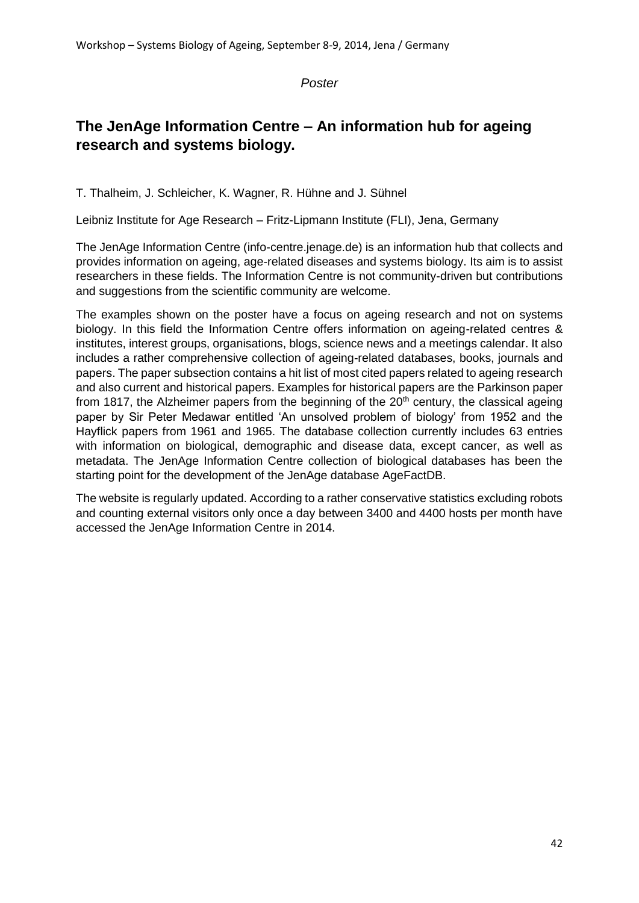*Poster*

## The JenAge Information Centre – An information hub for ageing research and systems biology.

T. Thalheim, J. Schleicher, K. Wagner, R. Hühne and J. Sühnel

Leibniz Institute for Age Research – Fritz-Lipmann Institute (FLI), Jena, Germany

The JenAge Information Centre (info-centre.jenage.de) is an information hub that collects and provides information on ageing, age-related diseases and systems biology. Its aim is to assist researchers in these fields. The Information Centre is not community-driven but contributions and suggestions from the scientific community are welcome.

The examples shown on the poster have a focus on ageing research and not on systems biology. In this field the Information Centre offers information on ageing-related centres & institutes, interest groups, organisations, blogs, science news and a meetings calendar. It also includes a rather comprehensive collection of ageing-related databases, books, journals and papers. The paper subsection contains a hit list of most cited papers related to ageing research and also current and historical papers. Examples for historical papers are the Parkinson paper from 1817, the Alzheimer papers from the beginning of the 20th century, the classical ageing paper by Sir Peter Medawar entitled 'An unsolved problem of biology' from 1952 and the Hayflick papers from 1961 and 1965. The database collection currently includes 63 entries with information on biological, demographic and disease data, except cancer, as well as metadata. The JenAge Information Centre collection of biological databases has been the starting point for the development of the JenAge database AgeFactDB.

The website is regularly updated. According to a rather conservative statistics excluding robots and counting external visitors only once a day between 3400 and 4400 hosts per month have accessed the JenAge Information Centre in 2014.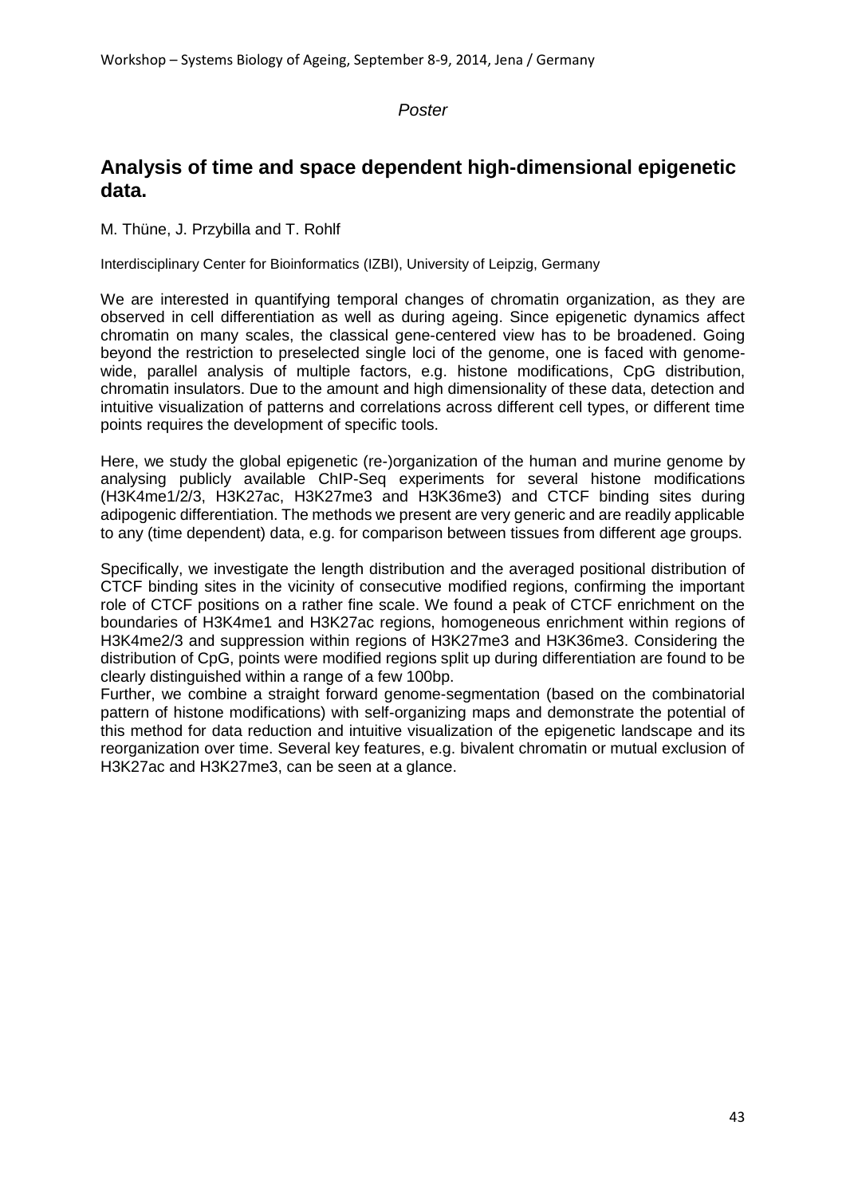*Poster*

## Analysis of time and space dependent high-dimensional epigenetic data.

M. Thüne, J. Przybilla and T. Rohlf

Interdisciplinary Center for Bioinformatics (IZBI), University of Leipzig, Germany

We are interested in quantifying temporal changes of chromatin organization, as they are observed in cell differentiation as well as during ageing. Since epigenetic dynamics affect chromatin on many scales, the classical gene-centered view has to be broadened. Going beyond the restriction to preselected single loci of the genome, one is faced with genome-wide, parallel analysis of multiple factors, e.g. histone modifications, CpG distribution, chromatin insulators. Due to the amount and high dimensionality of these data, detection and intuitive visualization of patterns and correlations across different cell types, or different time points requires the development of specific tools.

Here, we study the global epigenetic (re-)organization of the human and murine genome by analysing publicly available ChIP-Seq experiments for several histone modifications (H3K4me1/2/3, H3K27ac, H3K27me3 and H3K36me3) and CTCF binding sites during adipogenic differentiation. The methods we present are very generic and are readily applicable to any (time dependent) data, e.g. for comparison between tissues from different age groups.

Specifically, we investigate the length distribution and the averaged positional distribution of CTCF binding sites in the vicinity of consecutive modified regions, confirming the important role of CTCF positions on a rather fine scale. We found a peak of CTCF enrichment on the boundaries of H3K4me1 and H3K27ac regions, homogeneous enrichment within regions of H3K4me2/3 and suppression within regions of H3K27me3 and H3K36me3. Considering the distribution of CpG, points were modified regions split up during differentiation are found to be clearly distinguished within a range of a few 100bp.
Further, we combine a straight forward genome-segmentation (based on the combinatorial pattern of histone modifications) with self-organizing maps and demonstrate the potential of this method for data reduction and intuitive visualization of the epigenetic landscape and its reorganization over time. Several key features, e.g. bivalent chromatin or mutual exclusion of H3K27ac and H3K27me3, can be seen at a glance.